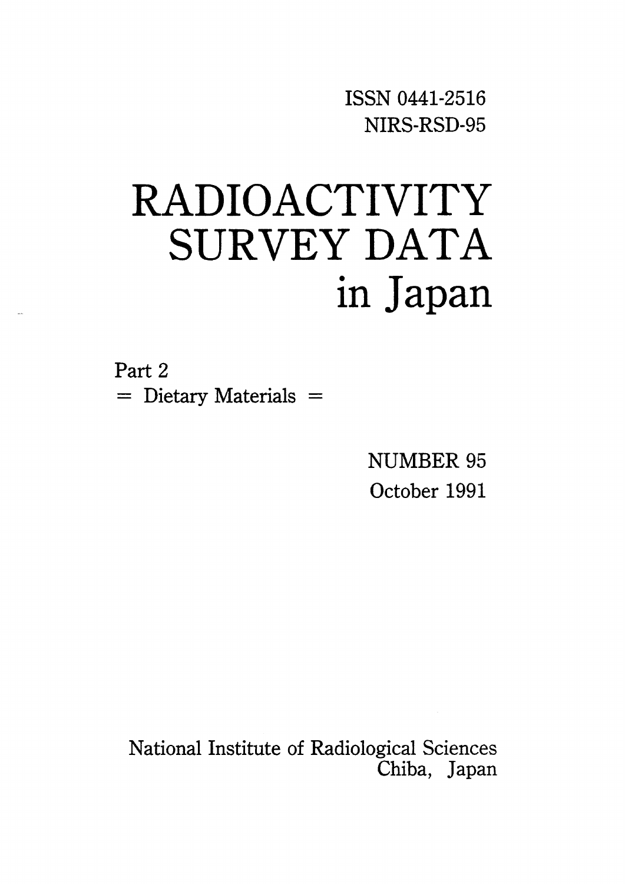ISSN 0441-2516
NIRS-RSD-95

# RADIOACTIVITY SURVEY DATA in Japan

Part 2
= Dietary Materials =

NUMBER 95
October 1991

National Institute of Radiological Sciences
Chiba, Japan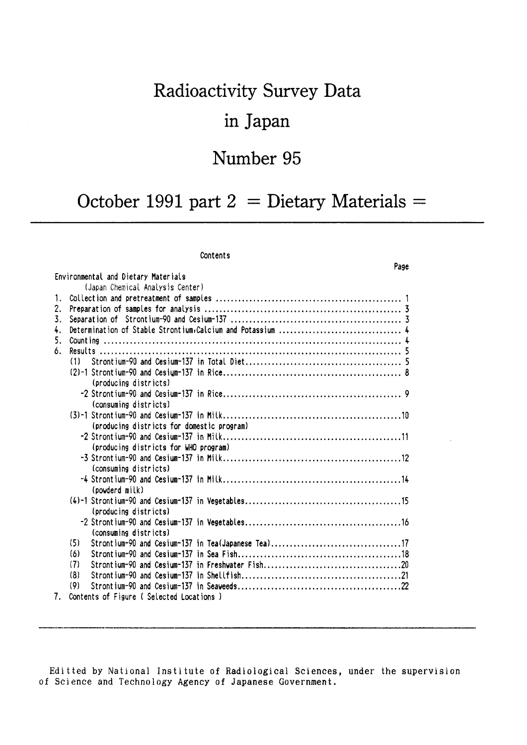# Radioactivity Survey Data in Japan

# Number 95

# October 1991 part 2 = Dietary Materials =

---

Contents

| | Page |
|---|---|
| Environmental and Dietary Materials | |
| (Japan Chemical Analysis Center) | |
| 1. Collection and pretreatment of samples | 1 |
| 2. Preparation of samples for analysis | 3 |
| 3. Separation of Strontium-90 and Cesium-137 | 3 |
| 4. Determination of Stable Strontium, Calcium and Potassium | 4 |
| 5. Counting | 4 |
| 6. Results | 5 |
| (1) Strontium-90 and Cesium-137 in Total Diet | 5 |
| (2)-1 Strontium-90 and Cesium-137 in Rice (producing districts) | 8 |
| -2 Strontium-90 and Cesium-137 in Rice (consuming districts) | 9 |
| (3)-1 Strontium-90 and Cesium-137 in Milk (producing districts for domestic program) | 10 |
| -2 Strontium-90 and Cesium-137 in Milk (producing districts for WHO program) | 11 |
| -3 Strontium-90 and Cesium-137 in Milk (consuming districts) | 12 |
| -4 Strontium-90 and Cesium-137 in Milk (powderd milk) | 14 |
| (4)-1 Strontium-90 and Cesium-137 in Vegetables (producing districts) | 15 |
| -2 Strontium-90 and Cesium-137 in Vegetables (consuming districts) | 16 |
| (5) Strontium-90 and Cesium-137 in Tea(Japanese Tea) | 17 |
| (6) Strontium-90 and Cesium-137 in Sea Fish | 18 |
| (7) Strontium-90 and Cesium-137 in Freshwater Fish | 20 |
| (8) Strontium-90 and Cesium-137 in Shellfish | 21 |
| (9) Strontium-90 and Cesium-137 in Seaweeds | 22 |
| 7. Contents of Figure ( Selected Locations ) | |

---

Editted by National Institute of Radiological Sciences, under the supervision of Science and Technology Agency of Japanese Government.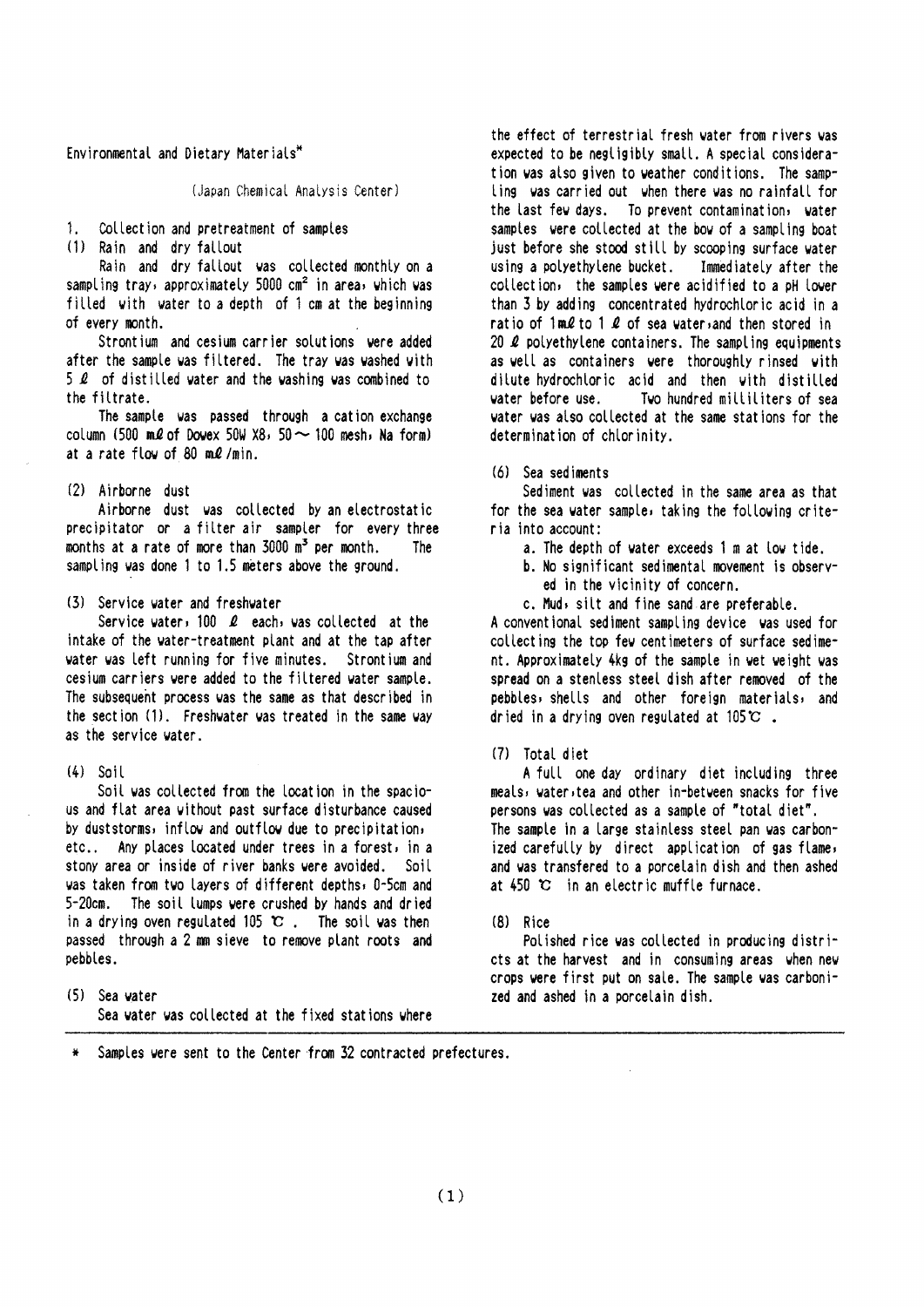Environmental and Dietary Materials*

(Japan Chemical Analysis Center)

1. Collection and pretreatment of samples

(1) Rain and dry fallout

Rain and dry fallout was collected monthly on a sampling tray, approximately 5000 $cm^2$ in area, which was filled with water to a depth of 1 cm at the beginning of every month.

Strontium and cesium carrier solutions were added after the sample was filtered. The tray was washed with 5 ℓ of distilled water and the washing was combined to the filtrate.

The sample was passed through a cation exchange column (500 mℓ of Dowex 50W X8, 50 ~ 100 mesh, Na form) at a rate flow of 80 mℓ/min.

(2) Airborne dust

Airborne dust was collected by an electrostatic precipitator or a filter air sampler for every three months at a rate of more than 3000 $m^3$ per month. The sampling was done 1 to 1.5 meters above the ground.

(3) Service water and freshwater

Service water, 100 ℓ each, was collected at the intake of the water-treatment plant and at the tap after water was left running for five minutes. Strontium and cesium carriers were added to the filtered water sample. The subsequent process was the same as that described in the section (1). Freshwater was treated in the same way as the service water.

(4) Soil

Soil was collected from the location in the spacious and flat area without past surface disturbance caused by duststorms, inflow and outflow due to precipitation, etc.. Any places located under trees in a forest, in a stony area or inside of river banks were avoided. Soil was taken from two layers of different depths, 0-5cm and 5-20cm. The soil lumps were crushed by hands and dried in a drying oven regulated 105 ℃ . The soil was then passed through a 2 mm sieve to remove plant roots and pebbles.

(5) Sea water

Sea water was collected at the fixed stations where the effect of terrestrial fresh water from rivers was expected to be negligibly small. A special consideration was also given to weather conditions. The sampling was carried out when there was no rainfall for the last few days. To prevent contamination, water samples were collected at the bow of a sampling boat just before she stood still by scooping surface water using a polyethylene bucket. Immediately after the collection, the samples were acidified to a pH lower than 3 by adding concentrated hydrochloric acid in a ratio of 1mℓ to 1 ℓ of sea water, and then stored in 20 ℓ polyethylene containers. The sampling equipments as well as containers were thoroughly rinsed with dilute hydrochloric acid and then with distilled water before use. Two hundred milliliters of sea water was also collected at the same stations for the determination of chlorinity.

(6) Sea sediments

Sediment was collected in the same area as that for the sea water sample, taking the following criteria into account:

a. The depth of water exceeds 1 m at low tide.
b. No significant sedimental movement is observed in the vicinity of concern.
c. Mud, silt and fine sand are preferable.

A conventional sediment sampling device was used for collecting the top few centimeters of surface sediment. Approximately 4kg of the sample in wet weight was spread on a stenless steel dish after removed of the pebbles, shells and other foreign materials, and dried in a drying oven regulated at 105℃ .

(7) Total diet

A full one day ordinary diet including three meals, water, tea and other in-between snacks for five persons was collected as a sample of "total diet". The sample in a large stainless steel pan was carbonized carefully by direct application of gas flame, and was transfered to a porcelain dish and then ashed at 450 ℃ in an electric muffle furnace.

(8) Rice

Polished rice was collected in producing districts at the harvest and in consuming areas when new crops were first put on sale. The sample was carbonized and ashed in a porcelain dish.

---

\* Samples were sent to the Center from 32 contracted prefectures.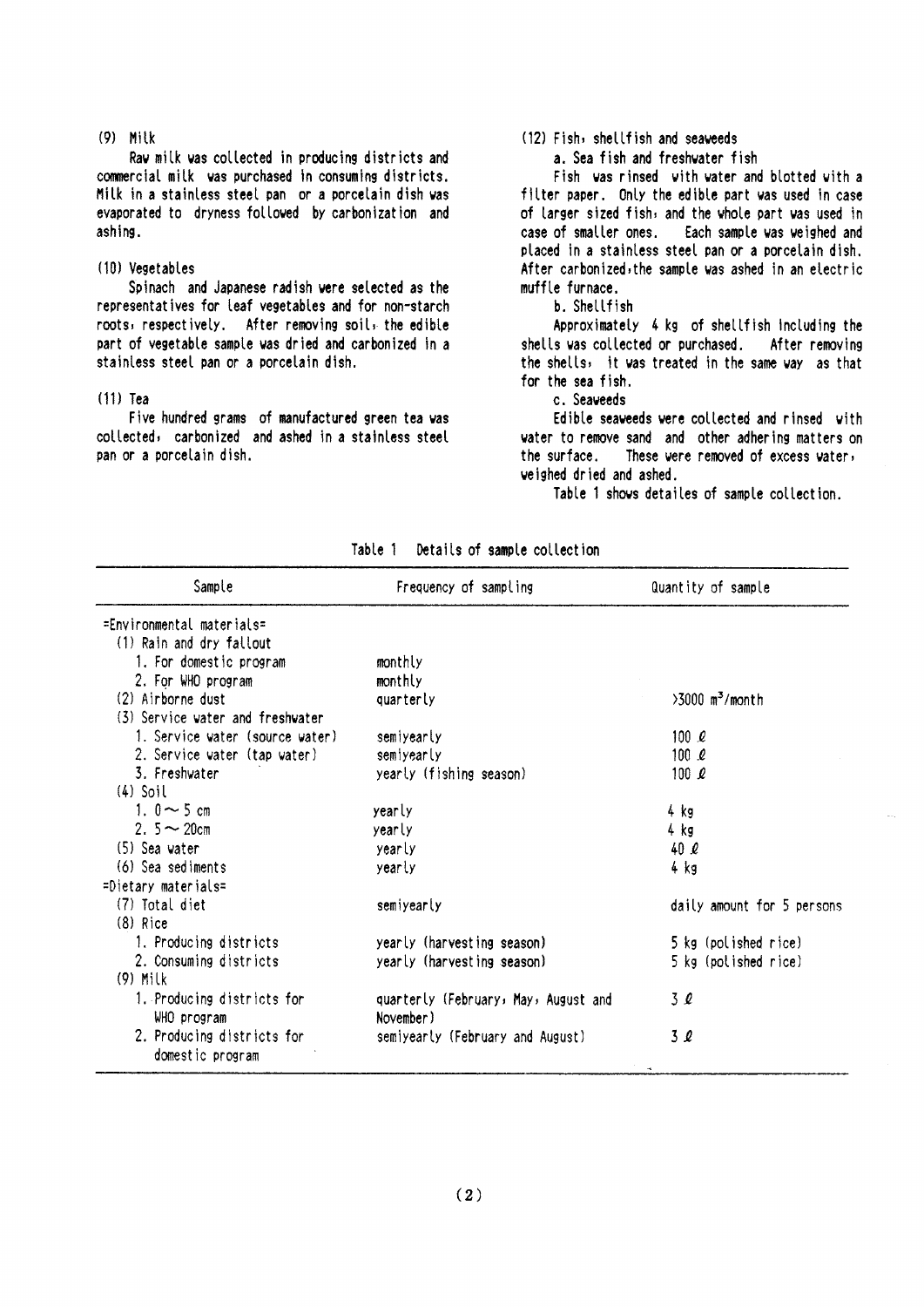(9) Milk

Raw milk was collected in producing districts and commercial milk was purchased in consuming districts. Milk in a stainless steel pan or a porcelain dish was evaporated to dryness followed by carbonization and ashing.

(10) Vegetables

Spinach and Japanese radish were selected as the representatives for leaf vegetables and for non-starch roots, respectively. After removing soil, the edible part of vegetable sample was dried and carbonized in a stainless steel pan or a porcelain dish.

(11) Tea

Five hundred grams of manufactured green tea was collected, carbonized and ashed in a stainless steel pan or a porcelain dish.

(12) Fish, shellfish and seaweeds

a. Sea fish and freshwater fish

Fish was rinsed with water and blotted with a filter paper. Only the edible part was used in case of larger sized fish, and the whole part was used in case of smaller ones. Each sample was weighed and placed in a stainless steel pan or a porcelain dish. After carbonized, the sample was ashed in an electric muffle furnace.

b. Shellfish

Approximately 4 kg of shellfish including the shells was collected or purchased. After removing the shells, it was treated in the same way as that for the sea fish.

c. Seaweeds

Edible seaweeds were collected and rinsed with water to remove sand and other adhering matters on the surface. These were removed of excess water, weighed dried and ashed.

Table 1 shows detailes of sample collection.

Table 1 Details of sample collection

| Sample | Frequency of sampling | Quantity of sample |
|---|---|---|
| =Environmental materials= | | |
| (1) Rain and dry fallout | | |
| 1. For domestic program | monthly | |
| 2. For WHO program | monthly | |
| (2) Airborne dust | quarterly | >3000 $m^3$/month |
| (3) Service water and freshwater | | |
| 1. Service water (source water) | semiyearly | 100 ℓ |
| 2. Service water (tap water) | semiyearly | 100 ℓ |
| 3. Freshwater | yearly (fishing season) | 100 ℓ |
| (4) Soil | | |
| 1. 0 ～ 5 cm | yearly | 4 kg |
| 2. 5 ～ 20cm | yearly | 4 kg |
| (5) Sea water | yearly | 40 ℓ |
| (6) Sea sediments | yearly | 4 kg |
| =Dietary materials= | | |
| (7) Total diet | semiyearly | daily amount for 5 persons |
| (8) Rice | | |
| 1. Producing districts | yearly (harvesting season) | 5 kg (polished rice) |
| 2. Consuming districts | yearly (harvesting season) | 5 kg (polished rice) |
| (9) Milk | | |
| 1. Producing districts for WHO program | quarterly (February, May, August and November) | 3 ℓ |
| 2. Producing districts for domestic program | semiyearly (February and August) | 3 ℓ |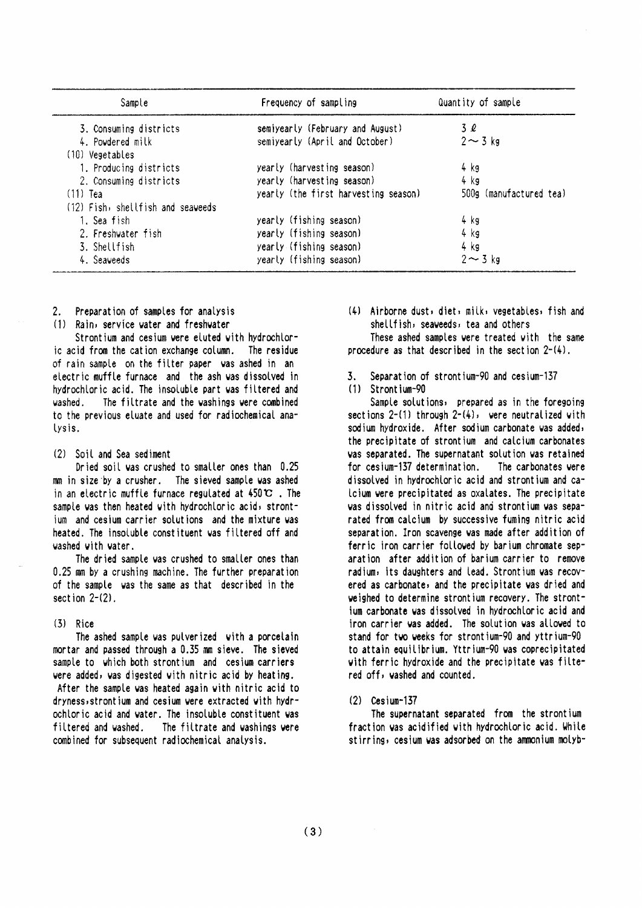| Sample | Frequency of sampling | Quantity of sample |
|---|---|---|
| 3. Consuming districts | semiyearly (February and August) | 3 ℓ |
| 4. Powdered milk | semiyearly (April and October) | 2～3 kg |
| (10) Vegetables | | |
| 1. Producing districts | yearly (harvesting season) | 4 kg |
| 2. Consuming districts | yearly (harvesting season) | 4 kg |
| (11) Tea | yearly (the first harvesting season) | 500g (manufactured tea) |
| (12) Fish, shellfish and seaweeds | | |
| 1. Sea fish | yearly (fishing season) | 4 kg |
| 2. Freshwater fish | yearly (fishing season) | 4 kg |
| 3. Shellfish | yearly (fishing season) | 4 kg |
| 4. Seaweeds | yearly (fishing season) | 2～3 kg |

## 2. Preparation of samples for analysis

### (1) Rain, service water and freshwater

Strontium and cesium were eluted with hydrochloric acid from the cation exchange column. The residue of rain sample on the filter paper was ashed in an electric muffle furnace and the ash was dissolved in hydrochloric acid. The insoluble part was filtered and washed. The filtrate and the washings were combined to the previous eluate and used for radiochemical analysis.

### (2) Soil and Sea sediment

Dried soil was crushed to smaller ones than 0.25 mm in size by a crusher. The sieved sample was ashed in an electric muffle furnace regulated at 450℃. The sample was then heated with hydrochloric acid, strontium and cesium carrier solutions and the mixture was heated. The insoluble constituent was filtered off and washed with water.

The dried sample was crushed to smaller ones than 0.25 mm by a crushing machine. The further preparation of the sample was the same as that described in the section 2-(2).

### (3) Rice

The ashed sample was pulverized with a porcelain mortar and passed through a 0.35 mm sieve. The sieved sample to which both strontium and cesium carriers were added, was digested with nitric acid by heating. After the sample was heated again with nitric acid to dryness, strontium and cesium were extracted with hydrochloric acid and water. The insoluble constituent was filtered and washed. The filtrate and washings were combined for subsequent radiochemical analysis.

### (4) Airborne dust, diet, milk, vegetables, fish and shellfish, seaweeds, tea and others

These ashed samples were treated with the same procedure as that described in the section 2-(4).

## 3. Separation of strontium-90 and cesium-137

### (1) Strontium-90

Sample solutions, prepared as in the foregoing sections 2-(1) through 2-(4), were neutralized with sodium hydroxide. After sodium carbonate was added, the precipitate of strontium and calcium carbonates was separated. The supernatant solution was retained for cesium-137 determination. The carbonates were dissolved in hydrochloric acid and strontium and calcium were precipitated as oxalates. The precipitate was dissolved in nitric acid and strontium was separated from calcium by successive fuming nitric acid separation. Iron scavenge was made after addition of ferric iron carrier followed by barium chromate separation after addition of barium carrier to remove radium, its daughters and lead. Strontium was recovered as carbonate, and the precipitate was dried and weighed to determine strontium recovery. The strontium carbonate was dissolved in hydrochloric acid and iron carrier was added. The solution was allowed to stand for two weeks for strontium-90 and yttrium-90 to attain equilibrium. Yttrium-90 was coprecipitated with ferric hydroxide and the precipitate was filtered off, washed and counted.

### (2) Cesium-137

The supernatant separated from the strontium fraction was acidified with hydrochloric acid. While stirring, cesium was adsorbed on the ammonium molyb-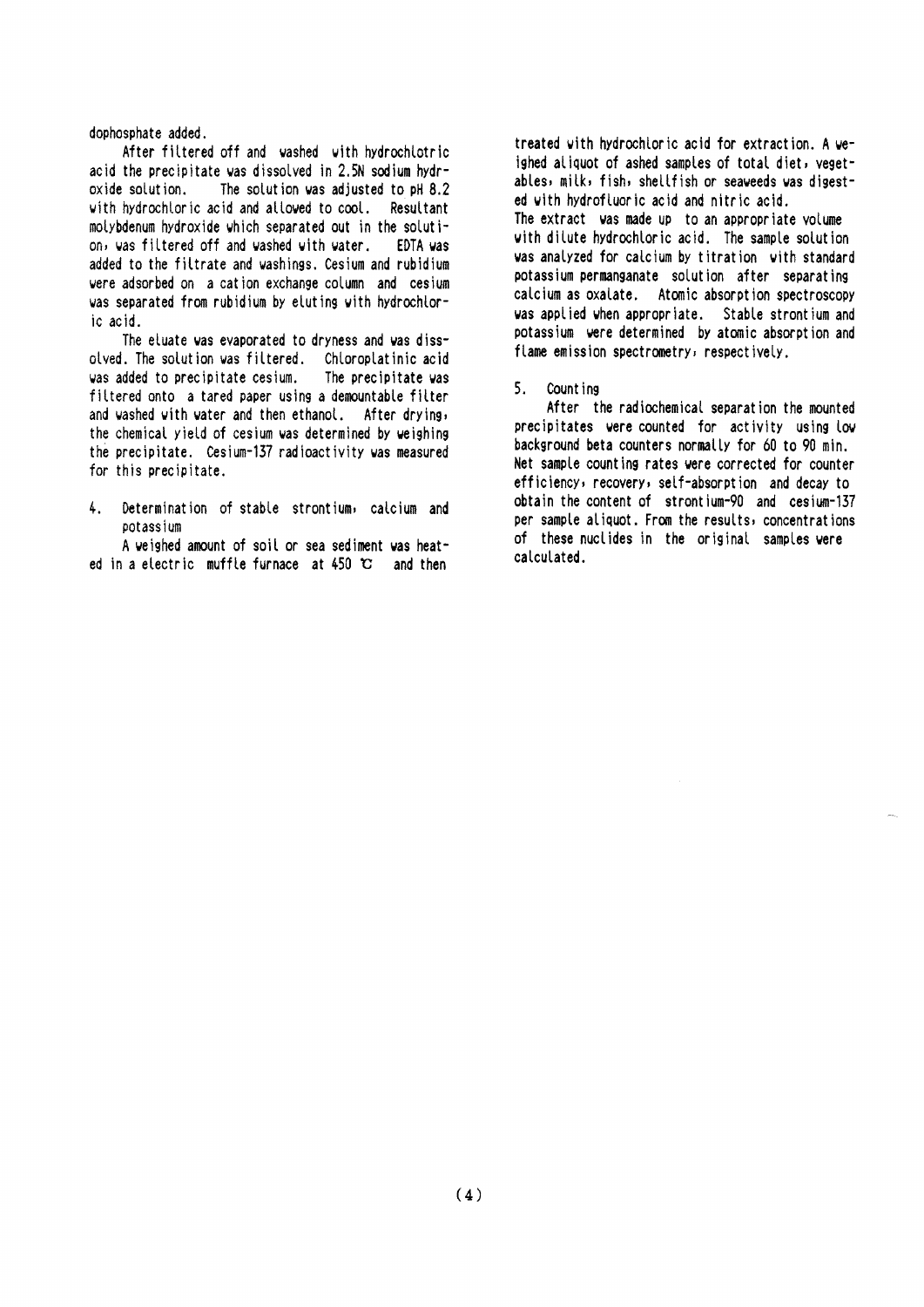dophosphate added.

After filtered off and washed with hydrochlotric acid the precipitate was dissolved in 2.5N sodium hydroxide solution. The solution was adjusted to pH 8.2 with hydrochloric acid and allowed to cool. Resultant molybdenum hydroxide which separated out in the solution, was filtered off and washed with water. EDTA was added to the filtrate and washings. Cesium and rubidium were adsorbed on a cation exchange column and cesium was separated from rubidium by eluting with hydrochloric acid.

The eluate was evaporated to dryness and was dissolved. The solution was filtered. Chloroplatinic acid was added to precipitate cesium. The precipitate was filtered onto a tared paper using a demountable filter and washed with water and then ethanol. After drying, the chemical yield of cesium was determined by weighing the precipitate. Cesium-137 radioactivity was measured for this precipitate.

4. Determination of stable strontium, calcium and potassium

A weighed amount of soil or sea sediment was heated in a electric muffle furnace at 450 ℃ and then treated with hydrochloric acid for extraction. A weighed aliquot of ashed samples of total diet, vegetables, milk, fish, shellfish or seaweeds was digested with hydrofluoric acid and nitric acid. The extract was made up to an appropriate volume with dilute hydrochloric acid. The sample solution was analyzed for calcium by titration with standard potassium permanganate solution after separating calcium as oxalate. Atomic absorption spectroscopy was applied when appropriate. Stable strontium and potassium were determined by atomic absorption and flame emission spectrometry, respectively.

5. Counting

After the radiochemical separation the mounted precipitates were counted for activity using low background beta counters normally for 60 to 90 min. Net sample counting rates were corrected for counter efficiency, recovery, self-absorption and decay to obtain the content of strontium-90 and cesium-137 per sample aliquot. From the results, concentrations of these nuclides in the original samples were calculated.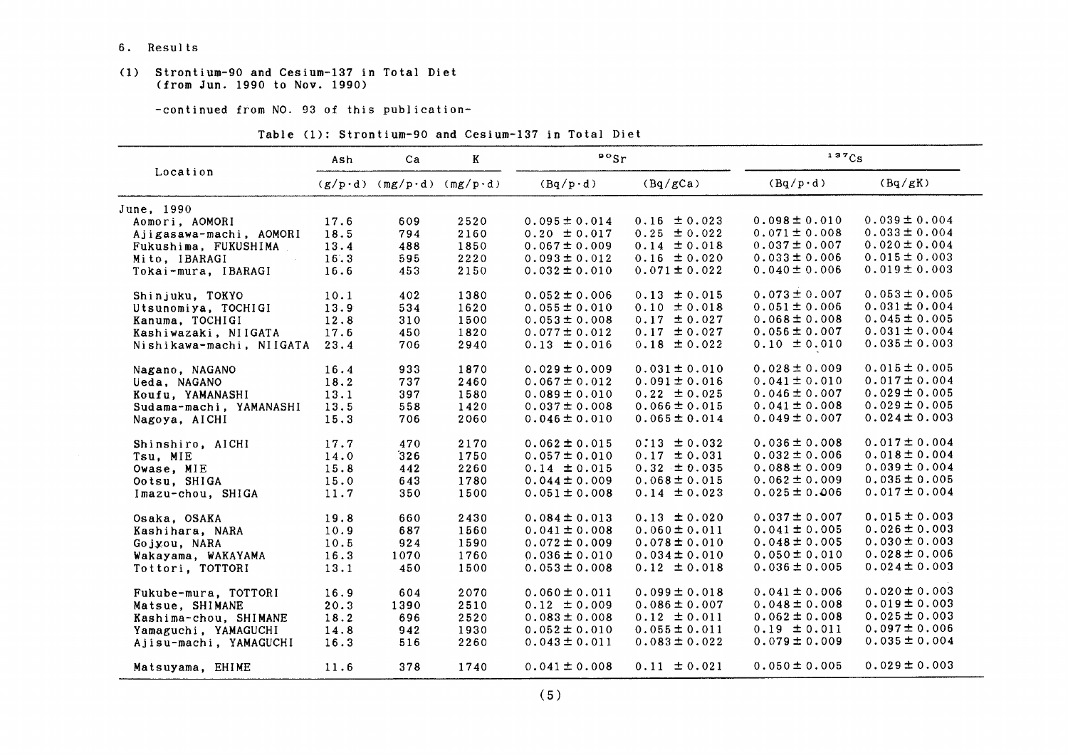6. Results

(1) Strontium-90 and Cesium-137 in Total Diet (from Jun. 1990 to Nov. 1990)

-continued from NO. 93 of this publication-

Table (1): Strontium-90 and Cesium-137 in Total Diet

| Location | Ash | Ca | K | $^{90}Sr$ | | $^{137}Cs$ | |
|---|---|---|---|---|---|---|---|
| | (g/p·d) | (mg/p·d) | (mg/p·d) | (Bq/p·d) | (Bq/gCa) | (Bq/p·d) | (Bq/gK) |
| June, 1990 | | | | | | | |
| Aomori, AOMORI | 17.6 | 609 | 2520 | 0.095 ± 0.014 | 0.16 ± 0.023 | 0.098 ± 0.010 | 0.039 ± 0.004 |
| Ajigasawa-machi, AOMORI | 18.5 | 794 | 2160 | 0.20 ± 0.017 | 0.25 ± 0.022 | 0.071 ± 0.008 | 0.033 ± 0.004 |
| Fukushima, FUKUSHIMA | 13.4 | 488 | 1850 | 0.067 ± 0.009 | 0.14 ± 0.018 | 0.037 ± 0.007 | 0.020 ± 0.004 |
| Mito, IBARAGI | 16.3 | 595 | 2220 | 0.093 ± 0.012 | 0.16 ± 0.020 | 0.033 ± 0.006 | 0.015 ± 0.003 |
| Tokai-mura, IBARAGI | 16.6 | 453 | 2150 | 0.032 ± 0.010 | 0.071 ± 0.022 | 0.040 ± 0.006 | 0.019 ± 0.003 |
| Shinjuku, TOKYO | 10.1 | 402 | 1380 | 0.052 ± 0.006 | 0.13 ± 0.015 | 0.073 ± 0.007 | 0.053 ± 0.005 |
| Utsunomiya, TOCHIGI | 13.9 | 534 | 1620 | 0.055 ± 0.010 | 0.10 ± 0.018 | 0.051 ± 0.006 | 0.031 ± 0.004 |
| Kanuma, TOCHIGI | 12.8 | 310 | 1500 | 0.053 ± 0.008 | 0.17 ± 0.027 | 0.068 ± 0.008 | 0.045 ± 0.005 |
| Kashiwazaki, NIIGATA | 17.6 | 450 | 1820 | 0.077 ± 0.012 | 0.17 ± 0.027 | 0.056 ± 0.007 | 0.031 ± 0.004 |
| Nishikawa-machi, NIIGATA | 23.4 | 706 | 2940 | 0.13 ± 0.016 | 0.18 ± 0.022 | 0.10 ± 0.010 | 0.035 ± 0.003 |
| Nagano, NAGANO | 16.4 | 933 | 1870 | 0.029 ± 0.009 | 0.031 ± 0.010 | 0.028 ± 0.009 | 0.015 ± 0.005 |
| Ueda, NAGANO | 18.2 | 737 | 2460 | 0.067 ± 0.012 | 0.091 ± 0.016 | 0.041 ± 0.010 | 0.017 ± 0.004 |
| Koufu, YAMANASHI | 13.1 | 397 | 1580 | 0.089 ± 0.010 | 0.22 ± 0.025 | 0.046 ± 0.007 | 0.029 ± 0.005 |
| Sudama-machi, YAMANASHI | 13.5 | 558 | 1420 | 0.037 ± 0.008 | 0.066 ± 0.015 | 0.041 ± 0.008 | 0.029 ± 0.005 |
| Nagoya, AICHI | 15.3 | 706 | 2060 | 0.046 ± 0.010 | 0.065 ± 0.014 | 0.049 ± 0.007 | 0.024 ± 0.003 |
| Shinshiro, AICHI | 17.7 | 470 | 2170 | 0.062 ± 0.015 | 0.13 ± 0.032 | 0.036 ± 0.008 | 0.017 ± 0.004 |
| Tsu, MIE | 14.0 | 326 | 1750 | 0.057 ± 0.010 | 0.17 ± 0.031 | 0.032 ± 0.006 | 0.018 ± 0.004 |
| Owase, MIE | 15.8 | 442 | 2260 | 0.14 ± 0.015 | 0.32 ± 0.035 | 0.088 ± 0.009 | 0.039 ± 0.004 |
| Ootsu, SHIGA | 15.0 | 643 | 1780 | 0.044 ± 0.009 | 0.068 ± 0.015 | 0.062 ± 0.009 | 0.035 ± 0.005 |
| Imazu-chou, SHIGA | 11.7 | 350 | 1500 | 0.051 ± 0.008 | 0.14 ± 0.023 | 0.025 ± 0.006 | 0.017 ± 0.004 |
| Osaka, OSAKA | 19.8 | 660 | 2430 | 0.084 ± 0.013 | 0.13 ± 0.020 | 0.037 ± 0.007 | 0.015 ± 0.003 |
| Kashihara, NARA | 10.9 | 687 | 1560 | 0.041 ± 0.008 | 0.060 ± 0.011 | 0.041 ± 0.005 | 0.026 ± 0.003 |
| Gojyou, NARA | 10.5 | 924 | 1590 | 0.072 ± 0.009 | 0.078 ± 0.010 | 0.048 ± 0.005 | 0.030 ± 0.003 |
| Wakayama, WAKAYAMA | 16.3 | 1070 | 1760 | 0.036 ± 0.010 | 0.034 ± 0.010 | 0.050 ± 0.010 | 0.028 ± 0.006 |
| Tottori, TOTTORI | 13.1 | 450 | 1500 | 0.053 ± 0.008 | 0.12 ± 0.018 | 0.036 ± 0.005 | 0.024 ± 0.003 |
| Fukube-mura, TOTTORI | 16.9 | 604 | 2070 | 0.060 ± 0.011 | 0.099 ± 0.018 | 0.041 ± 0.006 | 0.020 ± 0.003 |
| Matsue, SHIMANE | 20.3 | 1390 | 2510 | 0.12 ± 0.009 | 0.086 ± 0.007 | 0.048 ± 0.008 | 0.019 ± 0.003 |
| Kashima-chou, SHIMANE | 18.2 | 696 | 2520 | 0.083 ± 0.008 | 0.12 ± 0.011 | 0.062 ± 0.008 | 0.025 ± 0.003 |
| Yamaguchi, YAMAGUCHI | 14.8 | 942 | 1930 | 0.052 ± 0.010 | 0.055 ± 0.011 | 0.19 ± 0.011 | 0.097 ± 0.006 |
| Ajisu-machi, YAMAGUCHI | 16.3 | 516 | 2260 | 0.043 ± 0.011 | 0.083 ± 0.022 | 0.079 ± 0.009 | 0.035 ± 0.004 |
| Matsuyama, EHIME | 11.6 | 378 | 1740 | 0.041 ± 0.008 | 0.11 ± 0.021 | 0.050 ± 0.005 | 0.029 ± 0.003 |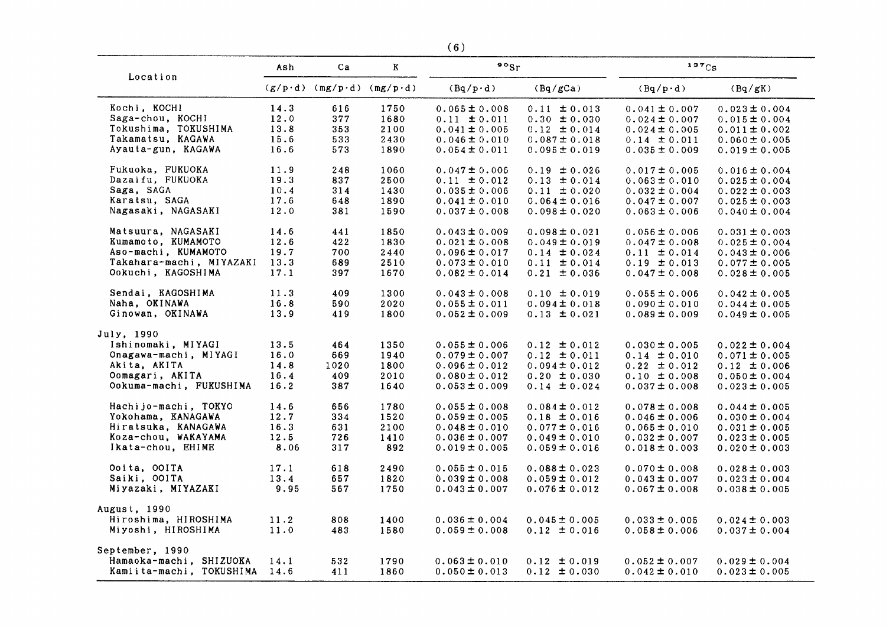| Location | Ash | Ca | K | $^{90}Sr$ | | $^{137}Cs$ | |
|---|---|---|---|---|---|---|---|
| | (g/p·d) | (mg/p·d) | (mg/p·d) | (Bq/p·d) | (Bq/gCa) | (Bq/p·d) | (Bq/gK) |
| Kochi, KOCHI | 14.3 | 616 | 1750 | 0.065 ± 0.008 | 0.11 ± 0.013 | 0.041 ± 0.007 | 0.023 ± 0.004 |
| Saga-chou, KOCHI | 12.0 | 377 | 1680 | 0.11 ± 0.011 | 0.30 ± 0.030 | 0.024 ± 0.007 | 0.015 ± 0.004 |
| Tokushima, TOKUSHIMA | 13.8 | 353 | 2100 | 0.041 ± 0.005 | 0.12 ± 0.014 | 0.024 ± 0.005 | 0.011 ± 0.002 |
| Takamatsu, KAGAWA | 15.6 | 533 | 2430 | 0.046 ± 0.010 | 0.087 ± 0.018 | 0.14 ± 0.011 | 0.060 ± 0.005 |
| Ayauta-gun, KAGAWA | 16.6 | 573 | 1890 | 0.054 ± 0.011 | 0.095 ± 0.019 | 0.035 ± 0.009 | 0.019 ± 0.005 |
| Fukuoka, FUKUOKA | 11.9 | 248 | 1060 | 0.047 ± 0.006 | 0.19 ± 0.026 | 0.017 ± 0.005 | 0.016 ± 0.004 |
| Dazaifu, FUKUOKA | 19.3 | 837 | 2500 | 0.11 ± 0.012 | 0.13 ± 0.014 | 0.063 ± 0.010 | 0.025 ± 0.004 |
| Saga, SAGA | 10.4 | 314 | 1430 | 0.035 ± 0.006 | 0.11 ± 0.020 | 0.032 ± 0.004 | 0.022 ± 0.003 |
| Karatsu, SAGA | 17.6 | 648 | 1890 | 0.041 ± 0.010 | 0.064 ± 0.016 | 0.047 ± 0.007 | 0.025 ± 0.003 |
| Nagasaki, NAGASAKI | 12.0 | 381 | 1590 | 0.037 ± 0.008 | 0.098 ± 0.020 | 0.063 ± 0.006 | 0.040 ± 0.004 |
| Matsuura, NAGASAKI | 14.6 | 441 | 1850 | 0.043 ± 0.009 | 0.098 ± 0.021 | 0.056 ± 0.006 | 0.031 ± 0.003 |
| Kumamoto, KUMAMOTO | 12.6 | 422 | 1830 | 0.021 ± 0.008 | 0.049 ± 0.019 | 0.047 ± 0.008 | 0.025 ± 0.004 |
| Aso-machi, KUMAMOTO | 19.7 | 700 | 2440 | 0.096 ± 0.017 | 0.14 ± 0.024 | 0.11 ± 0.014 | 0.043 ± 0.006 |
| Takahara-machi, MIYAZAKI | 13.3 | 689 | 2510 | 0.073 ± 0.010 | 0.11 ± 0.014 | 0.19 ± 0.013 | 0.077 ± 0.005 |
| Ookuchi, KAGOSHIMA | 17.1 | 397 | 1670 | 0.082 ± 0.014 | 0.21 ± 0.036 | 0.047 ± 0.008 | 0.028 ± 0.005 |
| Sendai, KAGOSHIMA | 11.3 | 409 | 1300 | 0.043 ± 0.008 | 0.10 ± 0.019 | 0.055 ± 0.006 | 0.042 ± 0.005 |
| Naha, OKINAWA | 16.8 | 590 | 2020 | 0.055 ± 0.011 | 0.094 ± 0.018 | 0.090 ± 0.010 | 0.044 ± 0.005 |
| Ginowan, OKINAWA | 13.9 | 419 | 1800 | 0.052 ± 0.009 | 0.13 ± 0.021 | 0.089 ± 0.009 | 0.049 ± 0.005 |
| July, 1990 | | | | | | | |
| Ishinomaki, MIYAGI | 13.5 | 464 | 1350 | 0.055 ± 0.006 | 0.12 ± 0.012 | 0.030 ± 0.005 | 0.022 ± 0.004 |
| Onagawa-machi, MIYAGI | 16.0 | 669 | 1940 | 0.079 ± 0.007 | 0.12 ± 0.011 | 0.14 ± 0.010 | 0.071 ± 0.005 |
| Akita, AKITA | 14.8 | 1020 | 1800 | 0.096 ± 0.012 | 0.094 ± 0.012 | 0.22 ± 0.012 | 0.12 ± 0.006 |
| Oomagari, AKITA | 16.4 | 409 | 2010 | 0.080 ± 0.012 | 0.20 ± 0.030 | 0.10 ± 0.008 | 0.050 ± 0.004 |
| Ookuma-machi, FUKUSHIMA | 16.2 | 387 | 1640 | 0.053 ± 0.009 | 0.14 ± 0.024 | 0.037 ± 0.008 | 0.023 ± 0.005 |
| Hachijo-machi, TOKYO | 14.6 | 656 | 1780 | 0.055 ± 0.008 | 0.084 ± 0.012 | 0.078 ± 0.008 | 0.044 ± 0.005 |
| Yokohama, KANAGAWA | 12.7 | 334 | 1520 | 0.059 ± 0.005 | 0.18 ± 0.016 | 0.046 ± 0.006 | 0.030 ± 0.004 |
| Hiratsuka, KANAGAWA | 16.3 | 631 | 2100 | 0.048 ± 0.010 | 0.077 ± 0.016 | 0.065 ± 0.010 | 0.031 ± 0.005 |
| Koza-chou, WAKAYAMA | 12.5 | 726 | 1410 | 0.036 ± 0.007 | 0.049 ± 0.010 | 0.032 ± 0.007 | 0.023 ± 0.005 |
| Ikata-chou, EHIME | 8.06 | 317 | 892 | 0.019 ± 0.005 | 0.059 ± 0.016 | 0.018 ± 0.003 | 0.020 ± 0.003 |
| Ooita, OOITA | 17.1 | 618 | 2490 | 0.055 ± 0.015 | 0.088 ± 0.023 | 0.070 ± 0.008 | 0.028 ± 0.003 |
| Saiki, OOITA | 13.4 | 657 | 1820 | 0.039 ± 0.008 | 0.059 ± 0.012 | 0.043 ± 0.007 | 0.023 ± 0.004 |
| Miyazaki, MIYAZAKI | 9.95 | 567 | 1750 | 0.043 ± 0.007 | 0.076 ± 0.012 | 0.067 ± 0.008 | 0.038 ± 0.005 |
| August, 1990 | | | | | | | |
| Hiroshima, HIROSHIMA | 11.2 | 808 | 1400 | 0.036 ± 0.004 | 0.045 ± 0.005 | 0.033 ± 0.005 | 0.024 ± 0.003 |
| Miyoshi, HIROSHIMA | 11.0 | 483 | 1580 | 0.059 ± 0.008 | 0.12 ± 0.016 | 0.058 ± 0.006 | 0.037 ± 0.004 |
| September, 1990 | | | | | | | |
| Hamaoka-machi, SHIZUOKA | 14.1 | 532 | 1790 | 0.063 ± 0.010 | 0.12 ± 0.019 | 0.052 ± 0.007 | 0.029 ± 0.004 |
| Kamiita-machi, TOKUSHIMA | 14.6 | 411 | 1860 | 0.050 ± 0.013 | 0.12 ± 0.030 | 0.042 ± 0.010 | 0.023 ± 0.005 |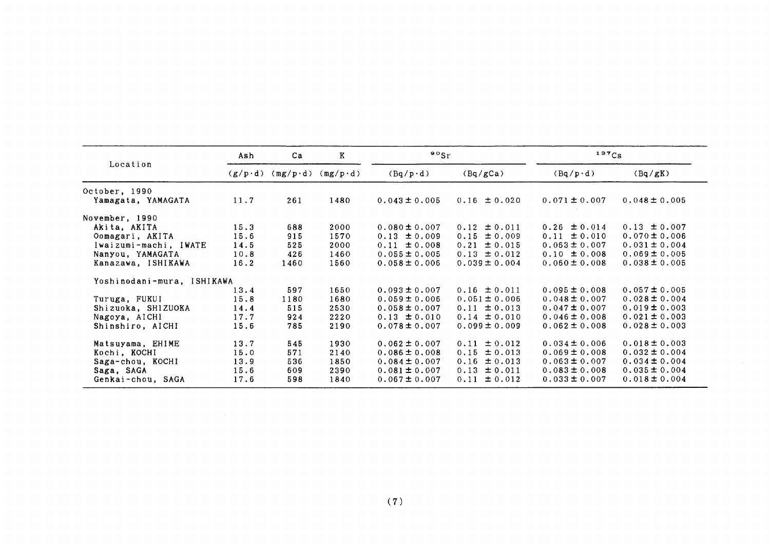| Location | Ash | Ca | K | $^{90}Sr$ | | $^{137}Cs$ | |
|---|---|---|---|---|---|---|---|
| | (g/p·d) | (mg/p·d) | (mg/p·d) | (Bq/p·d) | (Bq/gCa) | (Bq/p·d) | (Bq/gK) |
| October, 1990 | | | | | | | |
| Yamagata, YAMAGATA | 11.7 | 261 | 1480 | 0.043 ± 0.005 | 0.16 ± 0.020 | 0.071 ± 0.007 | 0.048 ± 0.005 |
| November, 1990 | | | | | | | |
| Akita, AKITA | 15.3 | 688 | 2000 | 0.080 ± 0.007 | 0.12 ± 0.011 | 0.26 ± 0.014 | 0.13 ± 0.007 |
| Oomagari, AKITA | 15.6 | 915 | 1570 | 0.13 ± 0.009 | 0.15 ± 0.009 | 0.11 ± 0.010 | 0.070 ± 0.006 |
| Iwaizumi-machi, IWATE | 14.5 | 525 | 2000 | 0.11 ± 0.008 | 0.21 ± 0.015 | 0.063 ± 0.007 | 0.031 ± 0.004 |
| Nanyou, YAMAGATA | 10.8 | 426 | 1460 | 0.055 ± 0.005 | 0.13 ± 0.012 | 0.10 ± 0.008 | 0.069 ± 0.005 |
| Kanazawa, ISHIKAWA | 16.2 | 1460 | 1560 | 0.058 ± 0.006 | 0.039 ± 0.004 | 0.060 ± 0.008 | 0.038 ± 0.005 |
| Yoshinodani-mura, ISHIKAWA | 13.4 | 597 | 1650 | 0.093 ± 0.007 | 0.16 ± 0.011 | 0.095 ± 0.008 | 0.057 ± 0.005 |
| Turuga, FUKUI | 15.8 | 1180 | 1680 | 0.059 ± 0.006 | 0.051 ± 0.006 | 0.048 ± 0.007 | 0.028 ± 0.004 |
| Shizuoka, SHIZUOKA | 14.4 | 515 | 2530 | 0.058 ± 0.007 | 0.11 ± 0.013 | 0.047 ± 0.007 | 0.019 ± 0.003 |
| Nagoya, AICHI | 17.7 | 924 | 2220 | 0.13 ± 0.010 | 0.14 ± 0.010 | 0.046 ± 0.008 | 0.021 ± 0.003 |
| Shinshiro, AICHI | 15.6 | 785 | 2190 | 0.078 ± 0.007 | 0.099 ± 0.009 | 0.062 ± 0.008 | 0.028 ± 0.003 |
| Matsuyama, EHIME | 13.7 | 545 | 1930 | 0.062 ± 0.007 | 0.11 ± 0.012 | 0.034 ± 0.006 | 0.018 ± 0.003 |
| Kochi, KOCHI | 15.0 | 571 | 2140 | 0.086 ± 0.008 | 0.15 ± 0.013 | 0.069 ± 0.008 | 0.032 ± 0.004 |
| Saga-chou, KOCHI | 13.9 | 536 | 1850 | 0.084 ± 0.007 | 0.16 ± 0.013 | 0.063 ± 0.007 | 0.034 ± 0.004 |
| Saga, SAGA | 15.6 | 609 | 2390 | 0.081 ± 0.007 | 0.13 ± 0.011 | 0.083 ± 0.008 | 0.035 ± 0.004 |
| Genkai-chou, SAGA | 17.6 | 598 | 1840 | 0.067 ± 0.007 | 0.11 ± 0.012 | 0.033 ± 0.007 | 0.018 ± 0.004 |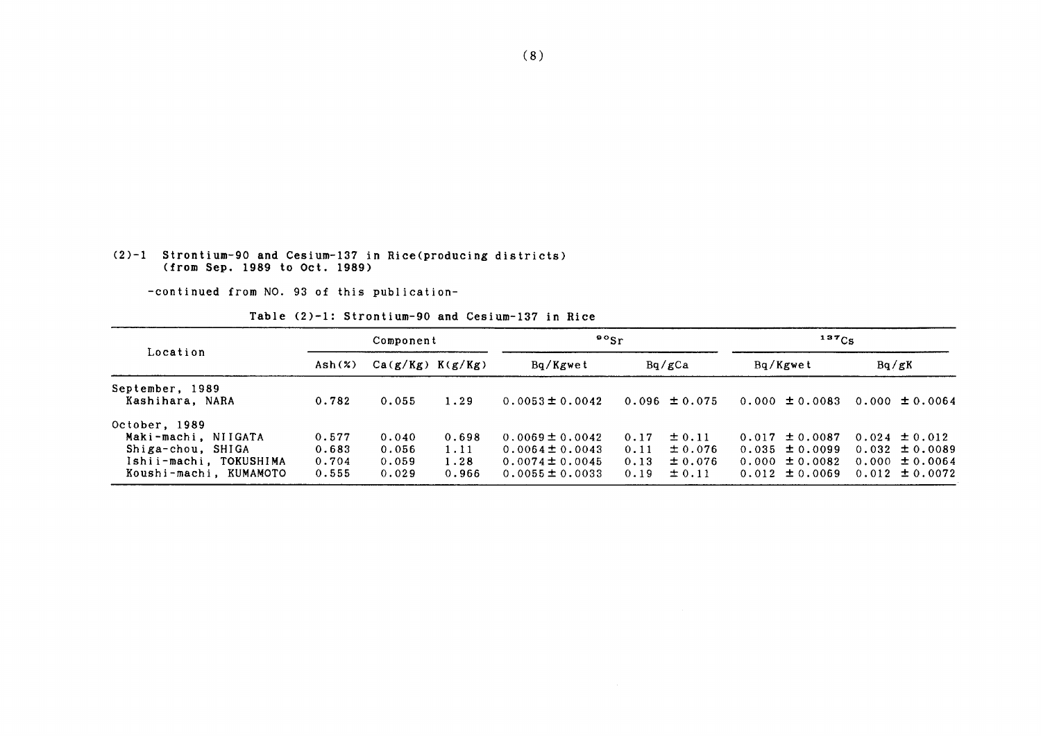(2)-1 Strontium-90 and Cesium-137 in Rice(producing districts)
(from Sep. 1989 to Oct. 1989)

-continued from NO. 93 of this publication-

Table (2)-1: Strontium-90 and Cesium-137 in Rice

| Location | Component | | | $^{90}Sr$ | | $^{137}Cs$ | |
|---|---|---|---|---|---|---|---|
| | Ash(%) | Ca(g/Kg) | K(g/Kg) | Bq/Kgwet | Bq/gCa | Bq/Kgwet | Bq/gK |
| September, 1989 | | | | | | | |
| Kashihara, NARA | 0.782 | 0.055 | 1.29 | 0.0053 ± 0.0042 | 0.096 ± 0.075 | 0.000 ± 0.0083 | 0.000 ± 0.0064 |
| October, 1989 | | | | | | | |
| Maki-machi, NIIGATA | 0.577 | 0.040 | 0.698 | 0.0069 ± 0.0042 | 0.17 ± 0.11 | 0.017 ± 0.0087 | 0.024 ± 0.012 |
| Shiga-chou, SHIGA | 0.683 | 0.056 | 1.11 | 0.0064 ± 0.0043 | 0.11 ± 0.076 | 0.035 ± 0.0099 | 0.032 ± 0.0089 |
| Ishii-machi, TOKUSHIMA | 0.704 | 0.059 | 1.28 | 0.0074 ± 0.0045 | 0.13 ± 0.076 | 0.000 ± 0.0082 | 0.000 ± 0.0064 |
| Koushi-machi, KUMAMOTO | 0.555 | 0.029 | 0.966 | 0.0055 ± 0.0033 | 0.19 ± 0.11 | 0.012 ± 0.0069 | 0.012 ± 0.0072 |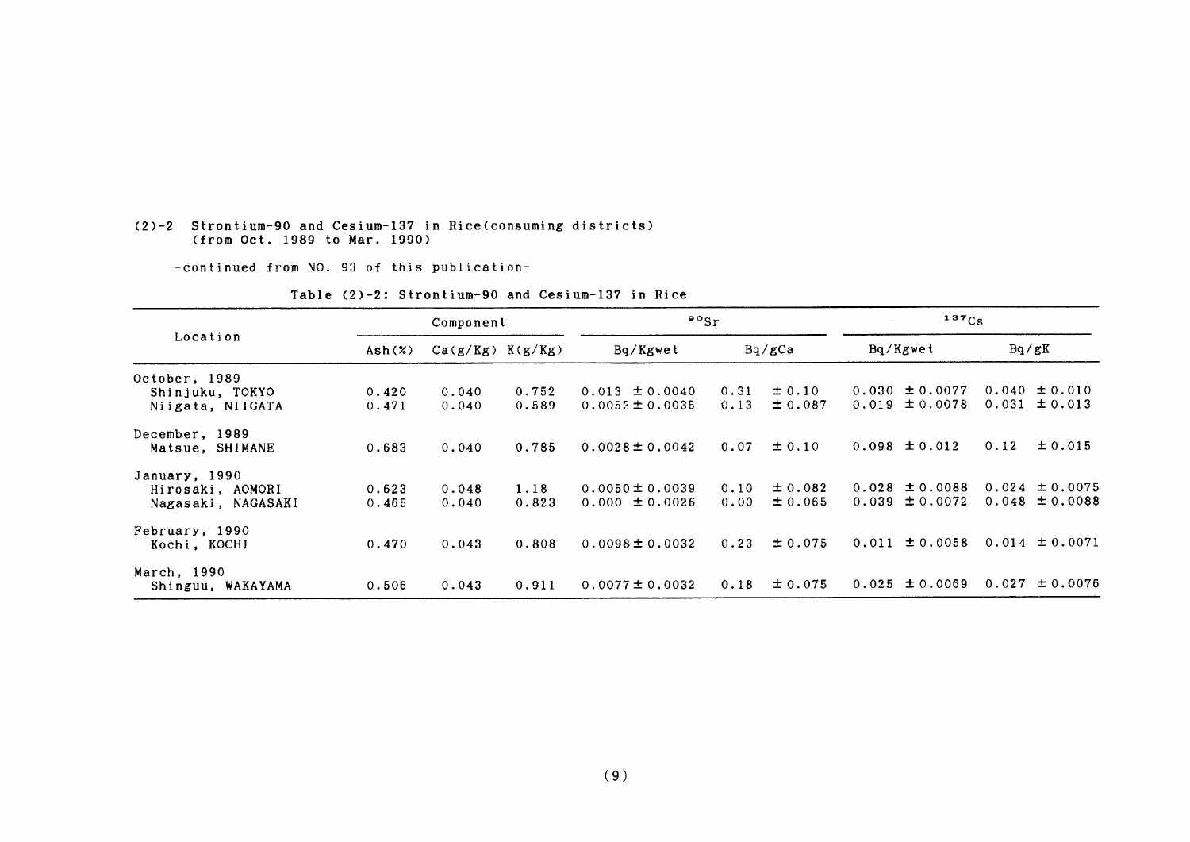(2)-2 Strontium-90 and Cesium-137 in Rice(consuming districts)
(from Oct. 1989 to Mar. 1990)

-continued from NO. 93 of this publication-

Table (2)-2: Strontium-90 and Cesium-137 in Rice

| Location | Component | | | $^{90}Sr$ | | $^{137}Cs$ | |
|---|---|---|---|---|---|---|---|
| | Ash(%) | Ca(g/Kg) | K(g/Kg) | Bq/Kgwet | Bq/gCa | Bq/Kgwet | Bq/gK |
| October, 1989 | | | | | | | |
| Shinjuku, TOKYO | 0.420 | 0.040 | 0.752 | 0.013 ± 0.0040 | 0.31 ± 0.10 | 0.030 ± 0.0077 | 0.040 ± 0.010 |
| Niigata, NIIGATA | 0.471 | 0.040 | 0.589 | 0.0053 ± 0.0035 | 0.13 ± 0.087 | 0.019 ± 0.0078 | 0.031 ± 0.013 |
| December, 1989 | | | | | | | |
| Matsue, SHIMANE | 0.683 | 0.040 | 0.785 | 0.0028 ± 0.0042 | 0.07 ± 0.10 | 0.098 ± 0.012 | 0.12 ± 0.015 |
| January, 1990 | | | | | | | |
| Hirosaki, AOMORI | 0.623 | 0.048 | 1.18 | 0.0050 ± 0.0039 | 0.10 ± 0.082 | 0.028 ± 0.0088 | 0.024 ± 0.0075 |
| Nagasaki, NAGASAKI | 0.465 | 0.040 | 0.823 | 0.000 ± 0.0026 | 0.00 ± 0.065 | 0.039 ± 0.0072 | 0.048 ± 0.0088 |
| February, 1990 | | | | | | | |
| Kochi, KOCHI | 0.470 | 0.043 | 0.808 | 0.0098 ± 0.0032 | 0.23 ± 0.075 | 0.011 ± 0.0058 | 0.014 ± 0.0071 |
| March, 1990 | | | | | | | |
| Shinguu, WAKAYAMA | 0.506 | 0.043 | 0.911 | 0.0077 ± 0.0032 | 0.18 ± 0.075 | 0.025 ± 0.0069 | 0.027 ± 0.0076 |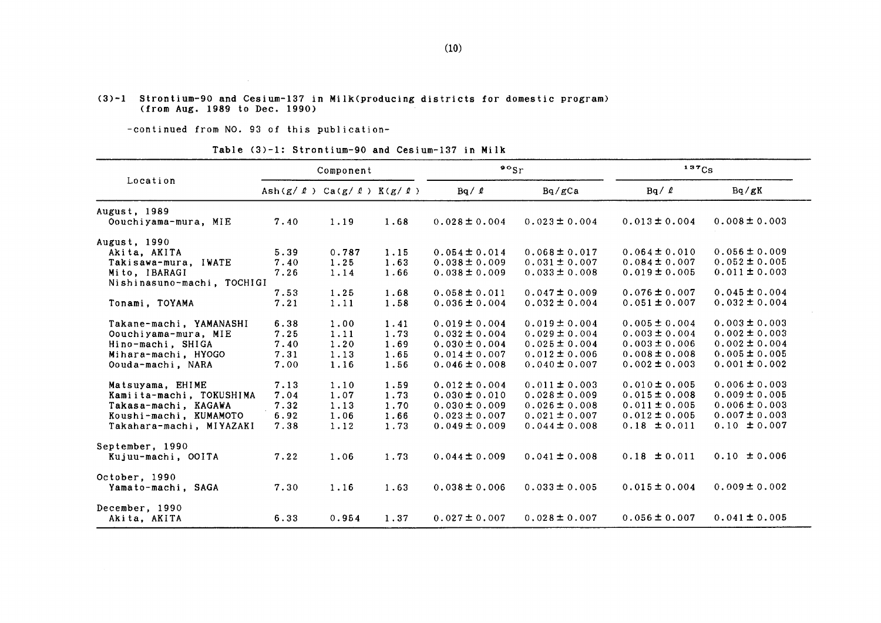## (3)-1 Strontium-90 and Cesium-137 in Milk(producing districts for domestic program) (from Aug. 1989 to Dec. 1990)

-continued from NO. 93 of this publication-

Table (3)-1: Strontium-90 and Cesium-137 in Milk

| Location | Component | | | $^{90}Sr$ | | $^{137}Cs$ | |
|---|---|---|---|---|---|---|---|
| | Ash(g/ℓ) | Ca(g/ℓ) | K(g/ℓ) | Bq/ℓ | Bq/gCa | Bq/ℓ | Bq/gK |
| August, 1989 | | | | | | | |
| Oouchiyama-mura, MIE | 7.40 | 1.19 | 1.68 | 0.028±0.004 | 0.023±0.004 | 0.013±0.004 | 0.008±0.003 |
| August, 1990 | | | | | | | |
| Akita, AKITA | 5.39 | 0.787 | 1.15 | 0.054±0.014 | 0.068±0.017 | 0.064±0.010 | 0.056±0.009 |
| Takisawa-mura, IWATE | 7.40 | 1.25 | 1.63 | 0.038±0.009 | 0.031±0.007 | 0.084±0.007 | 0.052±0.005 |
| Mito, IBARAGI | 7.26 | 1.14 | 1.66 | 0.038±0.009 | 0.033±0.008 | 0.019±0.005 | 0.011±0.003 |
| Nishinasuno-machi, TOCHIGI | 7.53 | 1.25 | 1.68 | 0.058±0.011 | 0.047±0.009 | 0.076±0.007 | 0.045±0.004 |
| Tonami, TOYAMA | 7.21 | 1.11 | 1.58 | 0.036±0.004 | 0.032±0.004 | 0.051±0.007 | 0.032±0.004 |
| Takane-machi, YAMANASHI | 6.38 | 1.00 | 1.41 | 0.019±0.004 | 0.019±0.004 | 0.005±0.004 | 0.003±0.003 |
| Oouchiyama-mura, MIE | 7.25 | 1.11 | 1.73 | 0.032±0.004 | 0.029±0.004 | 0.003±0.004 | 0.002±0.003 |
| Hino-machi, SHIGA | 7.40 | 1.20 | 1.69 | 0.030±0.004 | 0.025±0.004 | 0.003±0.006 | 0.002±0.004 |
| Mihara-machi, HYOGO | 7.31 | 1.13 | 1.65 | 0.014±0.007 | 0.012±0.006 | 0.008±0.008 | 0.005±0.005 |
| Oouda-machi, NARA | 7.00 | 1.16 | 1.56 | 0.046±0.008 | 0.040±0.007 | 0.002±0.003 | 0.001±0.002 |
| Matsuyama, EHIME | 7.13 | 1.10 | 1.59 | 0.012±0.004 | 0.011±0.003 | 0.010±0.005 | 0.006±0.003 |
| Kamiita-machi, TOKUSHIMA | 7.04 | 1.07 | 1.73 | 0.030±0.010 | 0.028±0.009 | 0.015±0.008 | 0.009±0.005 |
| Takasa-machi, KAGAWA | 7.32 | 1.13 | 1.70 | 0.030±0.009 | 0.026±0.008 | 0.011±0.005 | 0.006±0.003 |
| Koushi-machi, KUMAMOTO | 6.92 | 1.06 | 1.66 | 0.023±0.007 | 0.021±0.007 | 0.012±0.005 | 0.007±0.003 |
| Takahara-machi, MIYAZAKI | 7.38 | 1.12 | 1.73 | 0.049±0.009 | 0.044±0.008 | 0.18 ±0.011 | 0.10 ±0.007 |
| September, 1990 | | | | | | | |
| Kujuu-machi, OOITA | 7.22 | 1.06 | 1.73 | 0.044±0.009 | 0.041±0.008 | 0.18 ±0.011 | 0.10 ±0.006 |
| October, 1990 | | | | | | | |
| Yamato-machi, SAGA | 7.30 | 1.16 | 1.63 | 0.038±0.006 | 0.033±0.005 | 0.015±0.004 | 0.009±0.002 |
| December, 1990 | | | | | | | |
| Akita, AKITA | 6.33 | 0.954 | 1.37 | 0.027±0.007 | 0.028±0.007 | 0.056±0.007 | 0.041±0.005 |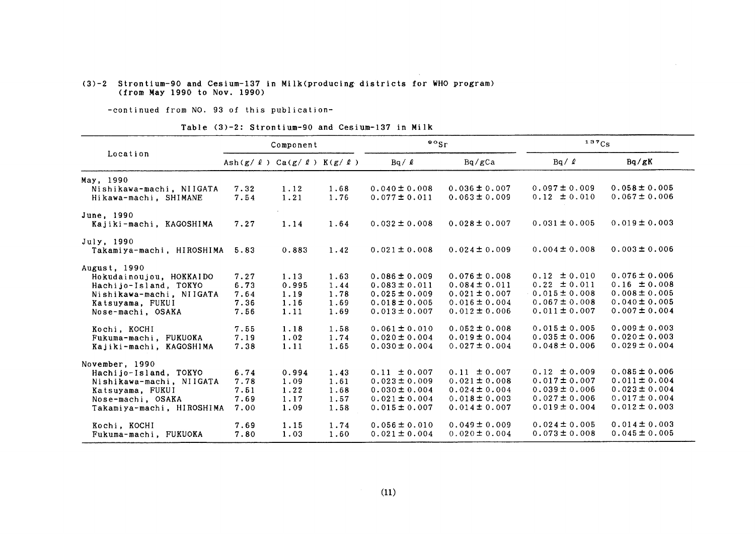## (3)-2 Strontium-90 and Cesium-137 in Milk(producing districts for WHO program) (from May 1990 to Nov. 1990)

-continued from NO. 93 of this publication-

Table (3)-2: Strontium-90 and Cesium-137 in Milk

| Location | Component | | | $^{90}Sr$ | | $^{137}Cs$ | |
|---|---|---|---|---|---|---|---|
| | Ash(g/ℓ) | Ca(g/ℓ) | K(g/ℓ) | Bq/ℓ | Bq/gCa | Bq/ℓ | Bq/gK |
| **May, 1990** | | | | | | | |
| Nishikawa-machi, NIIGATA | 7.32 | 1.12 | 1.68 | 0.040±0.008 | 0.036±0.007 | 0.097±0.009 | 0.058±0.005 |
| Hikawa-machi, SHIMANE | 7.54 | 1.21 | 1.76 | 0.077±0.011 | 0.063±0.009 | 0.12 ±0.010 | 0.067±0.006 |
| **June, 1990** | | | | | | | |
| Kajiki-machi, KAGOSHIMA | 7.27 | 1.14 | 1.64 | 0.032±0.008 | 0.028±0.007 | 0.031±0.005 | 0.019±0.003 |
| **July, 1990** | | | | | | | |
| Takamiya-machi, HIROSHIMA | 5.83 | 0.883 | 1.42 | 0.021±0.008 | 0.024±0.009 | 0.004±0.008 | 0.003±0.006 |
| **August, 1990** | | | | | | | |
| Hokudainoujou, HOKKAIDO | 7.27 | 1.13 | 1.63 | 0.086±0.009 | 0.076±0.008 | 0.12 ±0.010 | 0.076±0.006 |
| Hachijo-Island, TOKYO | 6.73 | 0.995 | 1.44 | 0.083±0.011 | 0.084±0.011 | 0.22 ±0.011 | 0.16 ±0.008 |
| Nishikawa-machi, NIIGATA | 7.64 | 1.19 | 1.78 | 0.025±0.009 | 0.021±0.007 | 0.015±0.008 | 0.008±0.005 |
| Katsuyama, FUKUI | 7.36 | 1.16 | 1.69 | 0.018±0.005 | 0.016±0.004 | 0.067±0.008 | 0.040±0.005 |
| Nose-machi, OSAKA | 7.56 | 1.11 | 1.69 | 0.013±0.007 | 0.012±0.006 | 0.011±0.007 | 0.007±0.004 |
| Kochi, KOCHI | 7.55 | 1.18 | 1.58 | 0.061±0.010 | 0.052±0.008 | 0.015±0.005 | 0.009±0.003 |
| Fukuma-machi, FUKUOKA | 7.19 | 1.02 | 1.74 | 0.020±0.004 | 0.019±0.004 | 0.035±0.006 | 0.020±0.003 |
| Kajiki-machi, KAGOSHIMA | 7.38 | 1.11 | 1.65 | 0.030±0.004 | 0.027±0.004 | 0.048±0.006 | 0.029±0.004 |
| **November, 1990** | | | | | | | |
| Hachijo-Island, TOKYO | 6.74 | 0.994 | 1.43 | 0.11 ±0.007 | 0.11 ±0.007 | 0.12 ±0.009 | 0.085±0.006 |
| Nishikawa-machi, NIIGATA | 7.78 | 1.09 | 1.61 | 0.023±0.009 | 0.021±0.008 | 0.017±0.007 | 0.011±0.004 |
| Katsuyama, FUKUI | 7.51 | 1.22 | 1.68 | 0.030±0.004 | 0.024±0.004 | 0.039±0.006 | 0.023±0.004 |
| Nose-machi, OSAKA | 7.69 | 1.17 | 1.57 | 0.021±0.004 | 0.018±0.003 | 0.027±0.006 | 0.017±0.004 |
| Takamiya-machi, HIROSHIMA | 7.00 | 1.09 | 1.58 | 0.015±0.007 | 0.014±0.007 | 0.019±0.004 | 0.012±0.003 |
| Kochi, KOCHI | 7.69 | 1.15 | 1.74 | 0.056±0.010 | 0.049±0.009 | 0.024±0.005 | 0.014±0.003 |
| Fukuma-machi, FUKUOKA | 7.80 | 1.03 | 1.60 | 0.021±0.004 | 0.020±0.004 | 0.073±0.008 | 0.045±0.005 |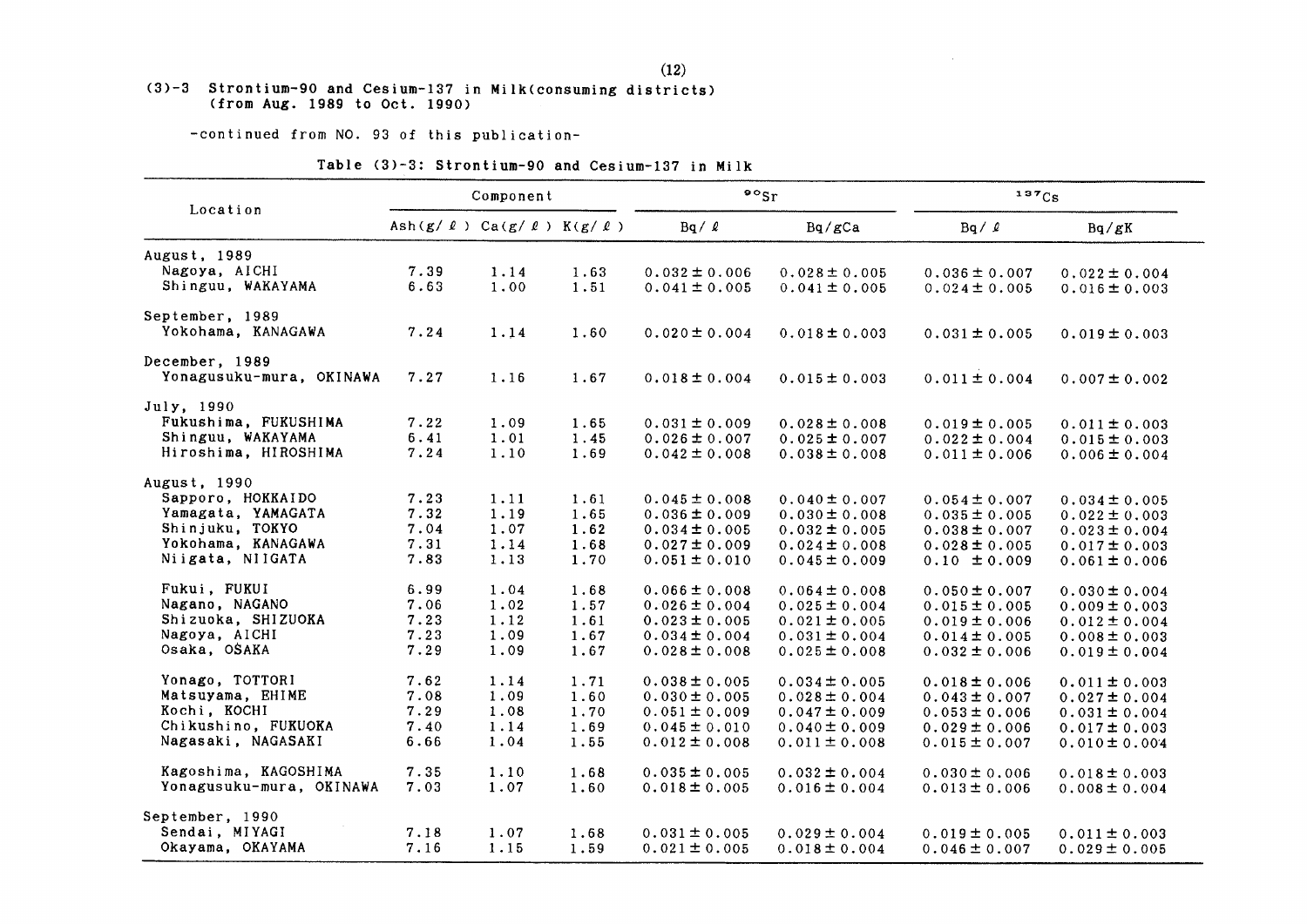## (3)-3 Strontium-90 and Cesium-137 in Milk(consuming districts) (from Aug. 1989 to Oct. 1990)

-continued from NO. 93 of this publication-

Table (3)-3: Strontium-90 and Cesium-137 in Milk

| Location | Component | | | $^{90}Sr$ | | $^{137}Cs$ | |
|---|---|---|---|---|---|---|---|
| | Ash(g/ℓ) | Ca(g/ℓ) | K(g/ℓ) | Bq/ℓ | Bq/gCa | Bq/ℓ | Bq/gK |
| August, 1989 | | | | | | | |
| Nagoya, AICHI | 7.39 | 1.14 | 1.63 | 0.032±0.006 | 0.028±0.005 | 0.036±0.007 | 0.022±0.004 |
| Shinguu, WAKAYAMA | 6.63 | 1.00 | 1.51 | 0.041±0.005 | 0.041±0.005 | 0.024±0.005 | 0.016±0.003 |
| September, 1989 | | | | | | | |
| Yokohama, KANAGAWA | 7.24 | 1.14 | 1.60 | 0.020±0.004 | 0.018±0.003 | 0.031±0.005 | 0.019±0.003 |
| December, 1989 | | | | | | | |
| Yonagusuku-mura, OKINAWA | 7.27 | 1.16 | 1.67 | 0.018±0.004 | 0.015±0.003 | 0.011±0.004 | 0.007±0.002 |
| July, 1990 | | | | | | | |
| Fukushima, FUKUSHIMA | 7.22 | 1.09 | 1.65 | 0.031±0.009 | 0.028±0.008 | 0.019±0.005 | 0.011±0.003 |
| Shinguu, WAKAYAMA | 6.41 | 1.01 | 1.45 | 0.026±0.007 | 0.025±0.007 | 0.022±0.004 | 0.015±0.003 |
| Hiroshima, HIROSHIMA | 7.24 | 1.10 | 1.69 | 0.042±0.008 | 0.038±0.008 | 0.011±0.006 | 0.006±0.004 |
| August, 1990 | | | | | | | |
| Sapporo, HOKKAIDO | 7.23 | 1.11 | 1.61 | 0.045±0.008 | 0.040±0.007 | 0.054±0.007 | 0.034±0.005 |
| Yamagata, YAMAGATA | 7.32 | 1.19 | 1.65 | 0.036±0.009 | 0.030±0.008 | 0.035±0.005 | 0.022±0.003 |
| Shinjuku, TOKYO | 7.04 | 1.07 | 1.62 | 0.034±0.005 | 0.032±0.005 | 0.038±0.007 | 0.023±0.004 |
| Yokohama, KANAGAWA | 7.31 | 1.14 | 1.68 | 0.027±0.009 | 0.024±0.008 | 0.028±0.005 | 0.017±0.003 |
| Niigata, NIIGATA | 7.83 | 1.13 | 1.70 | 0.051±0.010 | 0.045±0.009 | 0.10 ±0.009 | 0.061±0.006 |
| Fukui, FUKUI | 6.99 | 1.04 | 1.68 | 0.066±0.008 | 0.064±0.008 | 0.050±0.007 | 0.030±0.004 |
| Nagano, NAGANO | 7.06 | 1.02 | 1.57 | 0.026±0.004 | 0.025±0.004 | 0.015±0.005 | 0.009±0.003 |
| Shizuoka, SHIZUOKA | 7.23 | 1.12 | 1.61 | 0.023±0.005 | 0.021±0.005 | 0.019±0.006 | 0.012±0.004 |
| Nagoya, AICHI | 7.23 | 1.09 | 1.67 | 0.034±0.004 | 0.031±0.004 | 0.014±0.005 | 0.008±0.003 |
| Osaka, OSAKA | 7.29 | 1.09 | 1.67 | 0.028±0.008 | 0.025±0.008 | 0.032±0.006 | 0.019±0.004 |
| Yonago, TOTTORI | 7.62 | 1.14 | 1.71 | 0.038±0.005 | 0.034±0.005 | 0.018±0.006 | 0.011±0.003 |
| Matsuyama, EHIME | 7.08 | 1.09 | 1.60 | 0.030±0.005 | 0.028±0.004 | 0.043±0.007 | 0.027±0.004 |
| Kochi, KOCHI | 7.29 | 1.08 | 1.70 | 0.051±0.009 | 0.047±0.009 | 0.053±0.006 | 0.031±0.004 |
| Chikushino, FUKUOKA | 7.40 | 1.14 | 1.69 | 0.045±0.010 | 0.040±0.009 | 0.029±0.006 | 0.017±0.003 |
| Nagasaki, NAGASAKI | 6.66 | 1.04 | 1.55 | 0.012±0.008 | 0.011±0.008 | 0.015±0.007 | 0.010±0.004 |
| Kagoshima, KAGOSHIMA | 7.35 | 1.10 | 1.68 | 0.035±0.005 | 0.032±0.004 | 0.030±0.006 | 0.018±0.003 |
| Yonagusuku-mura, OKINAWA | 7.03 | 1.07 | 1.60 | 0.018±0.005 | 0.016±0.004 | 0.013±0.006 | 0.008±0.004 |
| September, 1990 | | | | | | | |
| Sendai, MIYAGI | 7.18 | 1.07 | 1.68 | 0.031±0.005 | 0.029±0.004 | 0.019±0.005 | 0.011±0.003 |
| Okayama, OKAYAMA | 7.16 | 1.15 | 1.59 | 0.021±0.005 | 0.018±0.004 | 0.046±0.007 | 0.029±0.005 |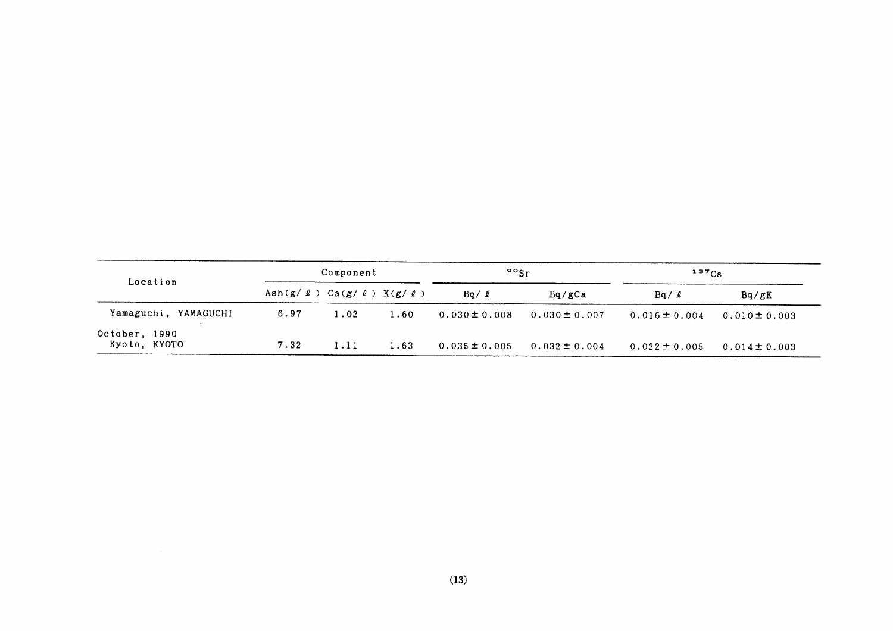| Location | Component | | | $^{90}Sr$ | | $^{137}Cs$ | |
|---|---|---|---|---|---|---|---|
| | Ash(g/ℓ) | Ca(g/ℓ) | K(g/ℓ) | Bq/ℓ | Bq/gCa | Bq/ℓ | Bq/gK |
| Yamaguchi, YAMAGUCHI | 6.97 | 1.02 | 1.60 | 0.030 ± 0.008 | 0.030 ± 0.007 | 0.016 ± 0.004 | 0.010 ± 0.003 |
| October, 1990<br>Kyoto, KYOTO | 7.32 | 1.11 | 1.63 | 0.035 ± 0.005 | 0.032 ± 0.004 | 0.022 ± 0.005 | 0.014 ± 0.003 |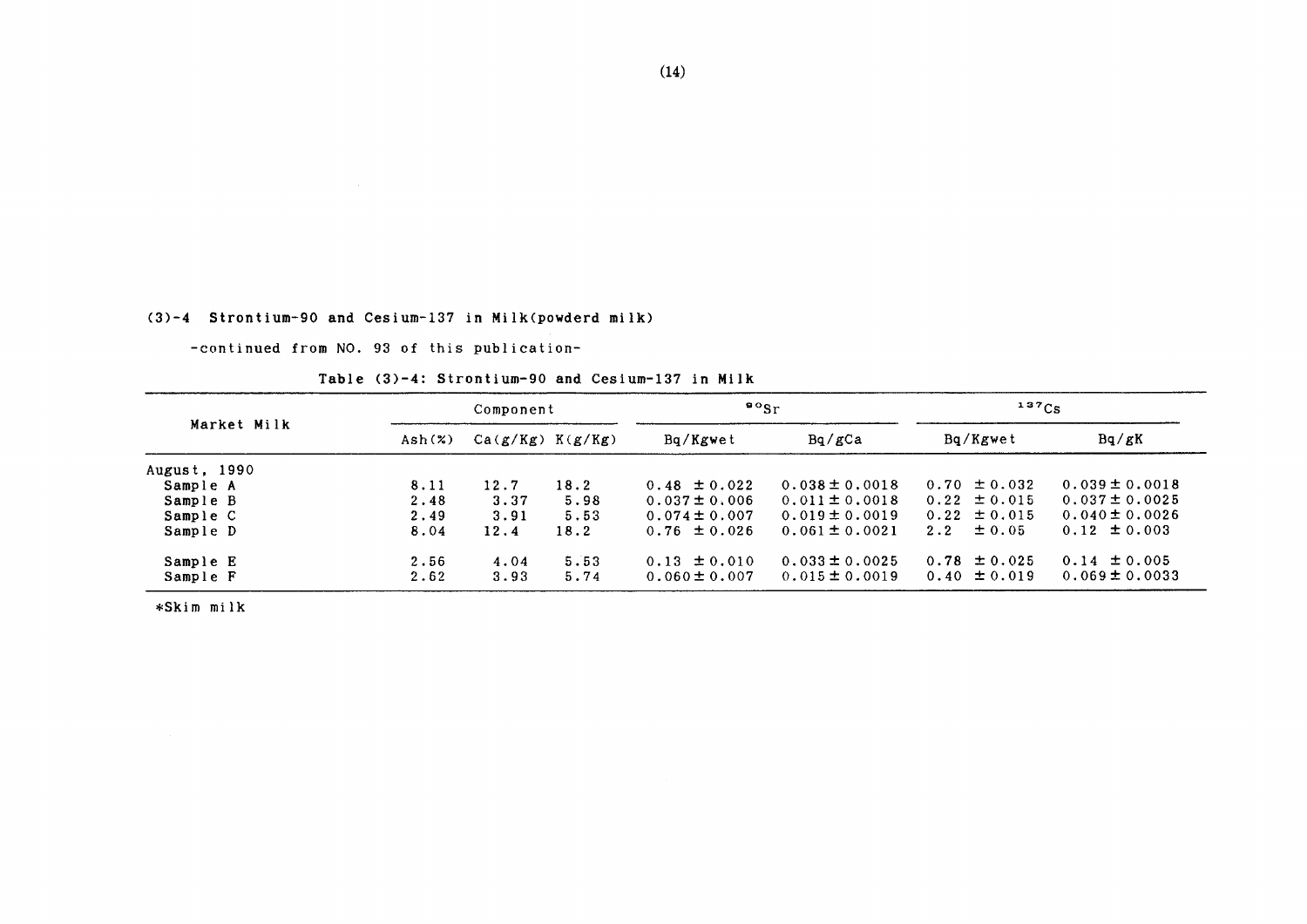### (3)-4 Strontium-90 and Cesium-137 in Milk(powderd milk)

-continued from NO. 93 of this publication-

Table (3)-4: Strontium-90 and Cesium-137 in Milk

| Market Milk | Component | | | $^{90}Sr$ | | $^{137}Cs$ | |
|---|---|---|---|---|---|---|---|
| | Ash(%) | Ca(g/Kg) | K(g/Kg) | Bq/Kgwet | Bq/gCa | Bq/Kgwet | Bq/gK |
| August, 1990 | | | | | | | |
| Sample A | 8.11 | 12.7 | 18.2 | 0.48 ± 0.022 | 0.038 ± 0.0018 | 0.70 ± 0.032 | 0.039 ± 0.0018 |
| Sample B | 2.48 | 3.37 | 5.98 | 0.037 ± 0.006 | 0.011 ± 0.0018 | 0.22 ± 0.015 | 0.037 ± 0.0025 |
| Sample C | 2.49 | 3.91 | 5.53 | 0.074 ± 0.007 | 0.019 ± 0.0019 | 0.22 ± 0.015 | 0.040 ± 0.0026 |
| Sample D | 8.04 | 12.4 | 18.2 | 0.76 ± 0.026 | 0.061 ± 0.0021 | 2.2 ± 0.05 | 0.12 ± 0.003 |
| Sample E | 2.56 | 4.04 | 5.53 | 0.13 ± 0.010 | 0.033 ± 0.0025 | 0.78 ± 0.025 | 0.14 ± 0.005 |
| Sample F | 2.62 | 3.93 | 5.74 | 0.060 ± 0.007 | 0.015 ± 0.0019 | 0.40 ± 0.019 | 0.069 ± 0.0033 |

*Skim milk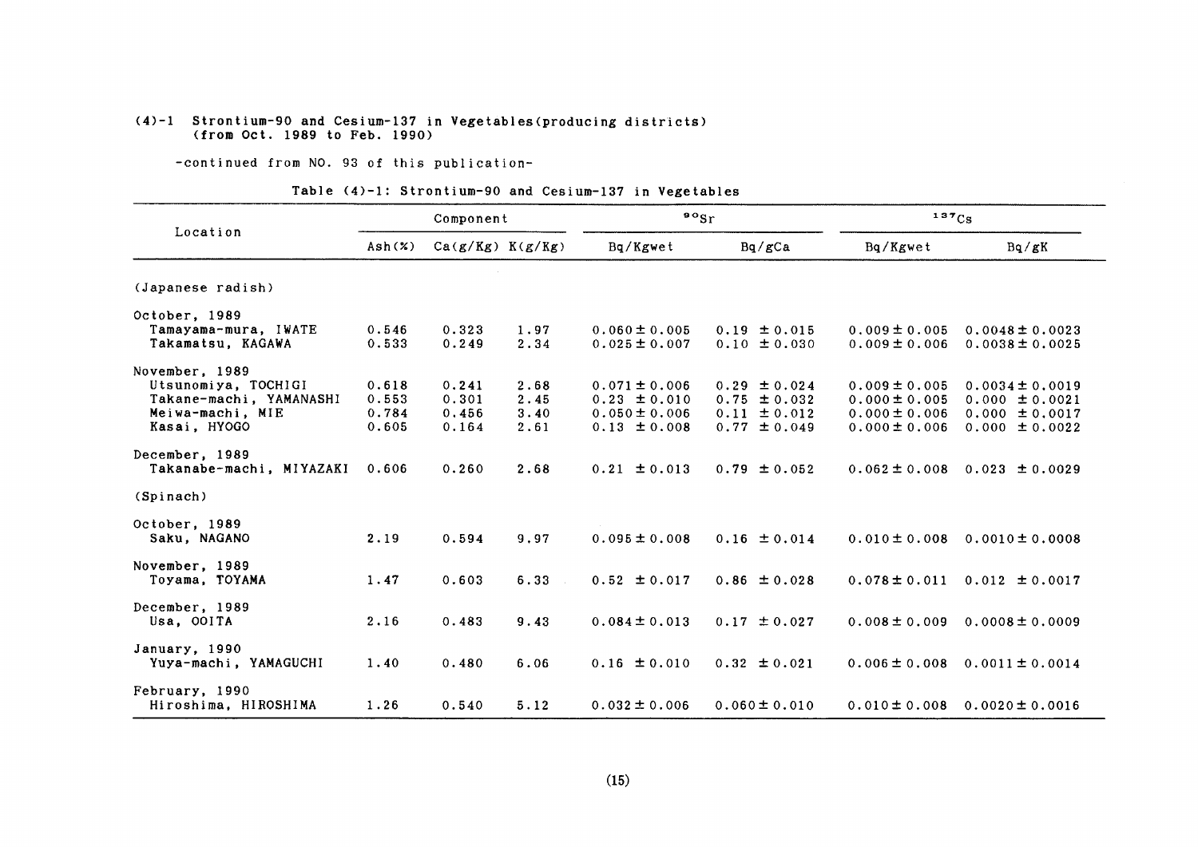## (4)-1 Strontium-90 and Cesium-137 in Vegetables(producing districts) (from Oct. 1989 to Feb. 1990)

-continued from NO. 93 of this publication-

Table (4)-1: Strontium-90 and Cesium-137 in Vegetables

| Location | Component | | | $^{90}Sr$ | | $^{137}Cs$ | |
|---|---|---|---|---|---|---|---|
| | Ash(%) | Ca(g/Kg) | K(g/Kg) | Bq/Kgwet | Bq/gCa | Bq/Kgwet | Bq/gK |
| (Japanese radish) | | | | | | | |
| October, 1989 | | | | | | | |
| Tamayama-mura, IWATE | 0.546 | 0.323 | 1.97 | 0.060 ± 0.005 | 0.19 ± 0.015 | 0.009 ± 0.005 | 0.0048 ± 0.0023 |
| Takamatsu, KAGAWA | 0.533 | 0.249 | 2.34 | 0.025 ± 0.007 | 0.10 ± 0.030 | 0.009 ± 0.006 | 0.0038 ± 0.0025 |
| November, 1989 | | | | | | | |
| Utsunomiya, TOCHIGI | 0.618 | 0.241 | 2.68 | 0.071 ± 0.006 | 0.29 ± 0.024 | 0.009 ± 0.005 | 0.0034 ± 0.0019 |
| Takane-machi, YAMANASHI | 0.553 | 0.301 | 2.45 | 0.23 ± 0.010 | 0.75 ± 0.032 | 0.000 ± 0.005 | 0.000 ± 0.0021 |
| Meiwa-machi, MIE | 0.784 | 0.456 | 3.40 | 0.050 ± 0.006 | 0.11 ± 0.012 | 0.000 ± 0.006 | 0.000 ± 0.0017 |
| Kasai, HYOGO | 0.605 | 0.164 | 2.61 | 0.13 ± 0.008 | 0.77 ± 0.049 | 0.000 ± 0.006 | 0.000 ± 0.0022 |
| December, 1989 | | | | | | | |
| Takanabe-machi, MIYAZAKI | 0.606 | 0.260 | 2.68 | 0.21 ± 0.013 | 0.79 ± 0.052 | 0.062 ± 0.008 | 0.023 ± 0.0029 |
| (Spinach) | | | | | | | |
| October, 1989 | | | | | | | |
| Saku, NAGANO | 2.19 | 0.594 | 9.97 | 0.095 ± 0.008 | 0.16 ± 0.014 | 0.010 ± 0.008 | 0.0010 ± 0.0008 |
| November, 1989 | | | | | | | |
| Toyama, TOYAMA | 1.47 | 0.603 | 6.33 | 0.52 ± 0.017 | 0.86 ± 0.028 | 0.078 ± 0.011 | 0.012 ± 0.0017 |
| December, 1989 | | | | | | | |
| Usa, OOITA | 2.16 | 0.483 | 9.43 | 0.084 ± 0.013 | 0.17 ± 0.027 | 0.008 ± 0.009 | 0.0008 ± 0.0009 |
| January, 1990 | | | | | | | |
| Yuya-machi, YAMAGUCHI | 1.40 | 0.480 | 6.06 | 0.16 ± 0.010 | 0.32 ± 0.021 | 0.006 ± 0.008 | 0.0011 ± 0.0014 |
| February, 1990 | | | | | | | |
| Hiroshima, HIROSHIMA | 1.26 | 0.540 | 5.12 | 0.032 ± 0.006 | 0.060 ± 0.010 | 0.010 ± 0.008 | 0.0020 ± 0.0016 |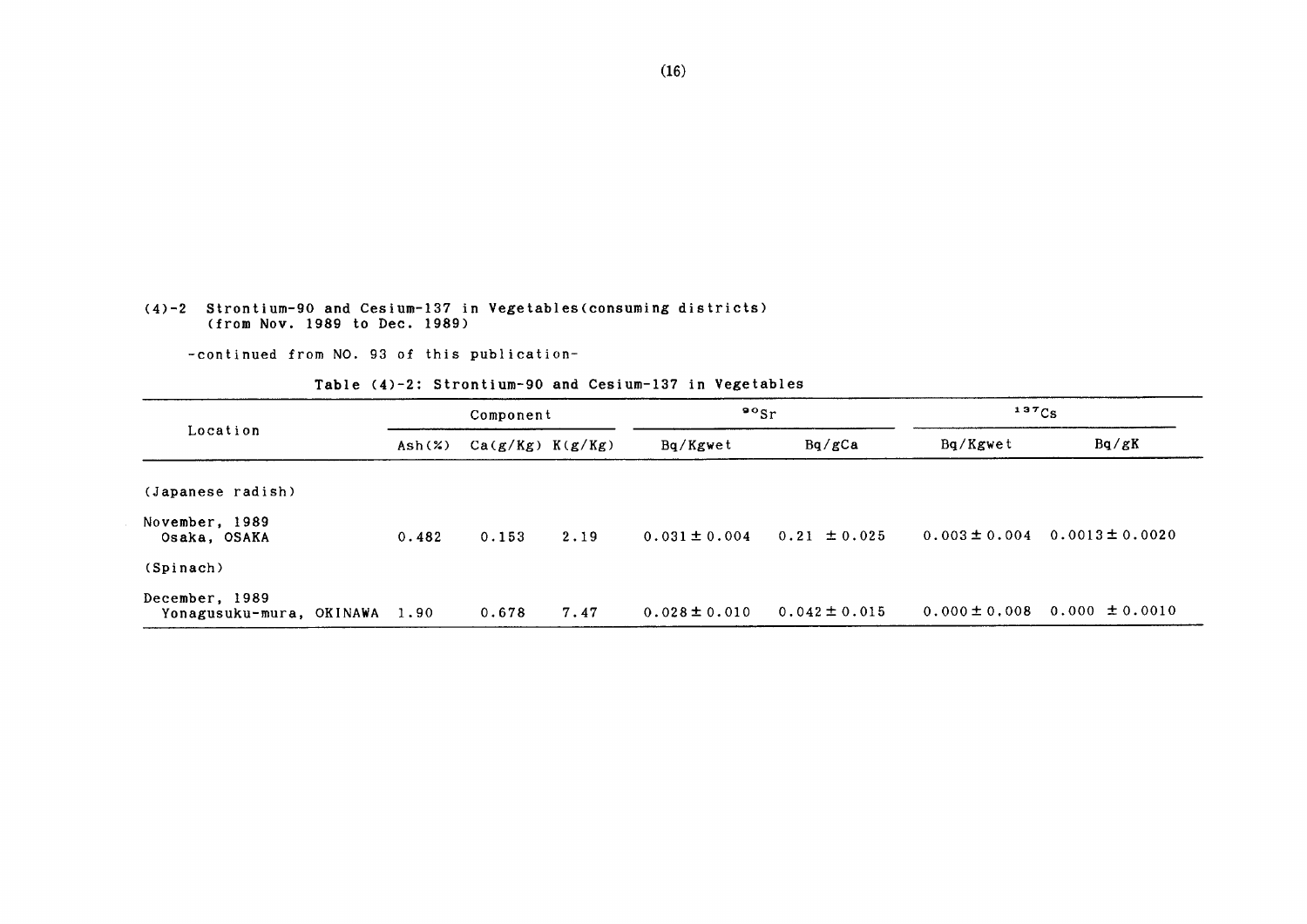(4)-2 Strontium-90 and Cesium-137 in Vegetables(consuming districts)
(from Nov. 1989 to Dec. 1989)

-continued from NO. 93 of this publication-

Table (4)-2: Strontium-90 and Cesium-137 in Vegetables

| Location | Component | | | $^{90}Sr$ | | $^{137}Cs$ | |
|---|---|---|---|---|---|---|---|
| | Ash(%) | Ca(g/Kg) | K(g/Kg) | Bq/Kgwet | Bq/gCa | Bq/Kgwet | Bq/gK |
| (Japanese radish) | | | | | | | |
| November, 1989<br>Osaka, OSAKA | 0.482 | 0.153 | 2.19 | 0.031 ± 0.004 | 0.21 ± 0.025 | 0.003 ± 0.004 | 0.0013 ± 0.0020 |
| (Spinach) | | | | | | | |
| December, 1989<br>Yonagusuku-mura, OKINAWA | 1.90 | 0.678 | 7.47 | 0.028 ± 0.010 | 0.042 ± 0.015 | 0.000 ± 0.008 | 0.000 ± 0.0010 |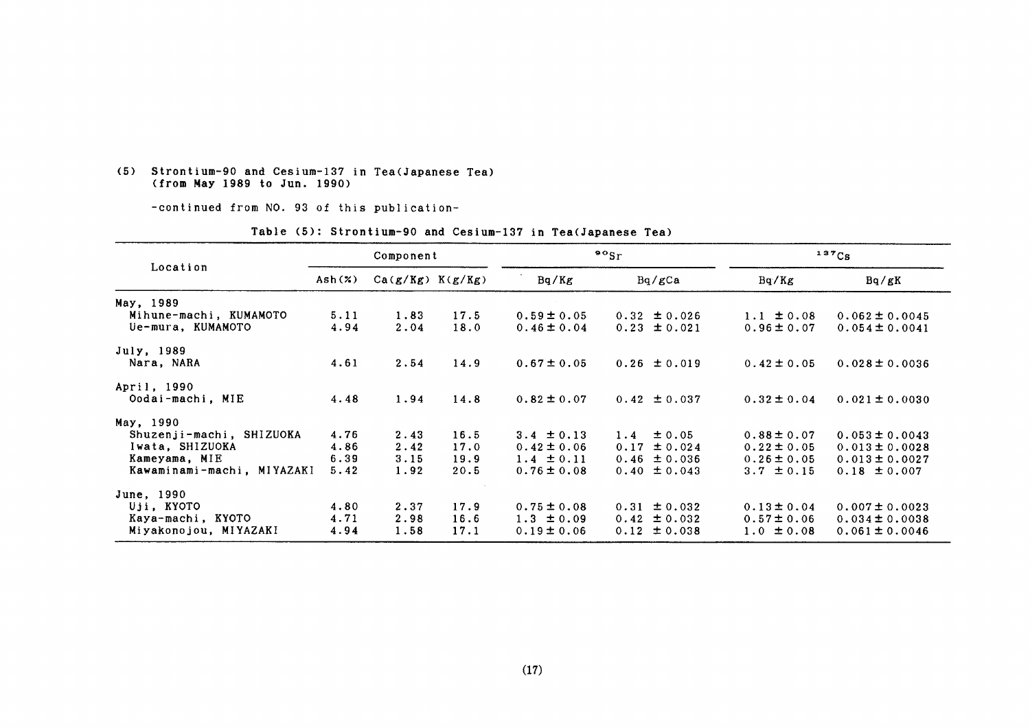(5) Strontium-90 and Cesium-137 in Tea(Japanese Tea)
(from May 1989 to Jun. 1990)

-continued from NO. 93 of this publication-

Table (5): Strontium-90 and Cesium-137 in Tea(Japanese Tea)

| Location | Component | | | $^{90}Sr$ | | $^{137}Cs$ | |
|---|---|---|---|---|---|---|---|
| | Ash(%) | Ca(g/Kg) | K(g/Kg) | Bq/Kg | Bq/gCa | Bq/Kg | Bq/gK |
| May, 1989 | | | | | | | |
| Mihune-machi, KUMAMOTO | 5.11 | 1.83 | 17.5 | 0.59 ± 0.05 | 0.32 ± 0.026 | 1.1 ± 0.08 | 0.062 ± 0.0045 |
| Ue-mura, KUMAMOTO | 4.94 | 2.04 | 18.0 | 0.46 ± 0.04 | 0.23 ± 0.021 | 0.96 ± 0.07 | 0.054 ± 0.0041 |
| July, 1989 | | | | | | | |
| Nara, NARA | 4.61 | 2.54 | 14.9 | 0.67 ± 0.05 | 0.26 ± 0.019 | 0.42 ± 0.05 | 0.028 ± 0.0036 |
| April, 1990 | | | | | | | |
| Oodai-machi, MIE | 4.48 | 1.94 | 14.8 | 0.82 ± 0.07 | 0.42 ± 0.037 | 0.32 ± 0.04 | 0.021 ± 0.0030 |
| May, 1990 | | | | | | | |
| Shuzenji-machi, SHIZUOKA | 4.76 | 2.43 | 16.5 | 3.4 ± 0.13 | 1.4 ± 0.05 | 0.88 ± 0.07 | 0.053 ± 0.0043 |
| Iwata, SHIZUOKA | 4.86 | 2.42 | 17.0 | 0.42 ± 0.06 | 0.17 ± 0.024 | 0.22 ± 0.05 | 0.013 ± 0.0028 |
| Kameyama, MIE | 6.39 | 3.15 | 19.9 | 1.4 ± 0.11 | 0.46 ± 0.036 | 0.26 ± 0.05 | 0.013 ± 0.0027 |
| Kawaminami-machi, MIYAZAKI | 5.42 | 1.92 | 20.5 | 0.76 ± 0.08 | 0.40 ± 0.043 | 3.7 ± 0.15 | 0.18 ± 0.007 |
| June, 1990 | | | | | | | |
| Uji, KYOTO | 4.80 | 2.37 | 17.9 | 0.75 ± 0.08 | 0.31 ± 0.032 | 0.13 ± 0.04 | 0.007 ± 0.0023 |
| Kaya-machi, KYOTO | 4.71 | 2.98 | 16.6 | 1.3 ± 0.09 | 0.42 ± 0.032 | 0.57 ± 0.06 | 0.034 ± 0.0038 |
| Miyakonojou, MIYAZAKI | 4.94 | 1.58 | 17.1 | 0.19 ± 0.06 | 0.12 ± 0.038 | 1.0 ± 0.08 | 0.061 ± 0.0046 |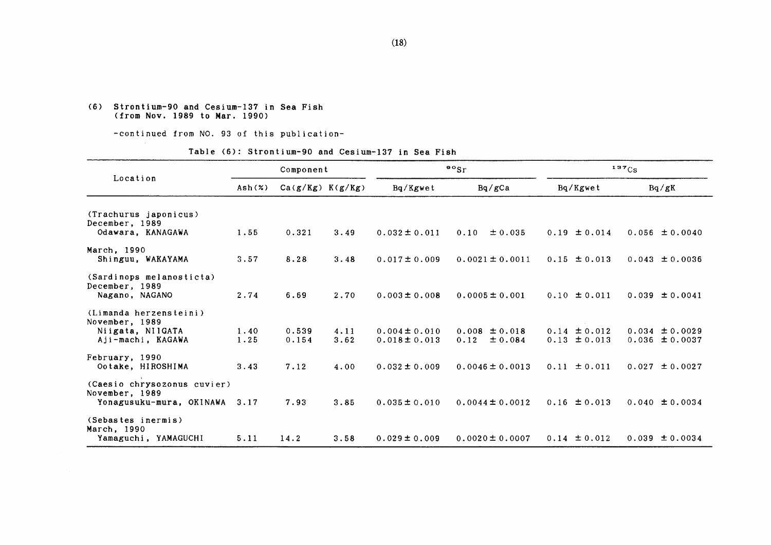(6) Strontium-90 and Cesium-137 in Sea Fish (from Nov. 1989 to Mar. 1990)

-continued from NO. 93 of this publication-

Table (6): Strontium-90 and Cesium-137 in Sea Fish

| Location | Component | | | $^{90}Sr$ | | $^{137}Cs$ | |
|---|---|---|---|---|---|---|---|
| | Ash(%) | Ca(g/Kg) | K(g/Kg) | Bq/Kgwet | Bq/gCa | Bq/Kgwet | Bq/gK |
| (Trachurus japonicus) | | | | | | | |
| December, 1989 | | | | | | | |
| Odawara, KANAGAWA | 1.55 | 0.321 | 3.49 | 0.032 ± 0.011 | 0.10 ± 0.035 | 0.19 ± 0.014 | 0.056 ± 0.0040 |
| March, 1990 | | | | | | | |
| Shinguu, WAKAYAMA | 3.57 | 8.28 | 3.48 | 0.017 ± 0.009 | 0.0021 ± 0.0011 | 0.15 ± 0.013 | 0.043 ± 0.0036 |
| (Sardinops melanosticta) | | | | | | | |
| December, 1989 | | | | | | | |
| Nagano, NAGANO | 2.74 | 6.69 | 2.70 | 0.003 ± 0.008 | 0.0005 ± 0.001 | 0.10 ± 0.011 | 0.039 ± 0.0041 |
| (Limanda herzensteini) | | | | | | | |
| November, 1989 | | | | | | | |
| Niigata, NIIGATA | 1.40 | 0.539 | 4.11 | 0.004 ± 0.010 | 0.008 ± 0.018 | 0.14 ± 0.012 | 0.034 ± 0.0029 |
| Aji-machi, KAGAWA | 1.25 | 0.154 | 3.62 | 0.018 ± 0.013 | 0.12 ± 0.084 | 0.13 ± 0.013 | 0.036 ± 0.0037 |
| February, 1990 | | | | | | | |
| Ootake, HIROSHIMA | 3.43 | 7.12 | 4.00 | 0.032 ± 0.009 | 0.0046 ± 0.0013 | 0.11 ± 0.011 | 0.027 ± 0.0027 |
| (Caesio chrysozonus cuvier) | | | | | | | |
| November, 1989 | | | | | | | |
| Yonagusuku-mura, OKINAWA | 3.17 | 7.93 | 3.85 | 0.035 ± 0.010 | 0.0044 ± 0.0012 | 0.16 ± 0.013 | 0.040 ± 0.0034 |
| (Sebastes inermis) | | | | | | | |
| March, 1990 | | | | | | | |
| Yamaguchi, YAMAGUCHI | 5.11 | 14.2 | 3.58 | 0.029 ± 0.009 | 0.0020 ± 0.0007 | 0.14 ± 0.012 | 0.039 ± 0.0034 |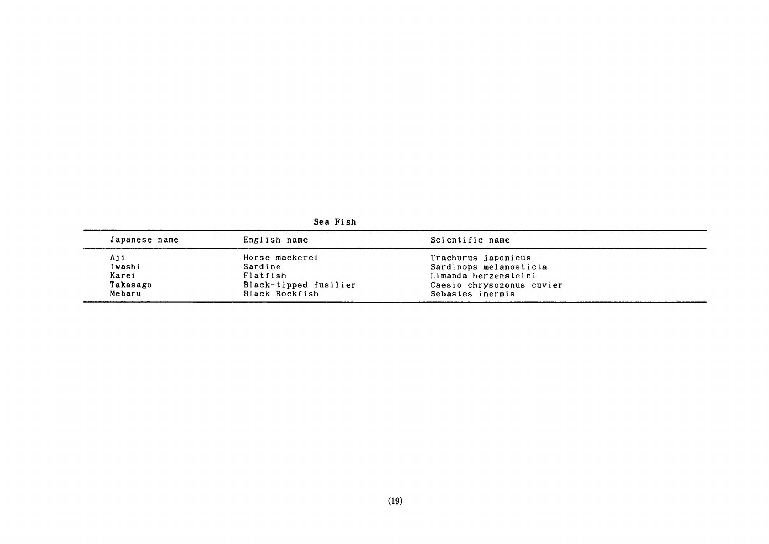**Sea Fish**

| Japanese name | English name | Scientific name |
|---|---|---|
| Aji | Horse mackerel | Trachurus japonicus |
| Iwashi | Sardine | Sardinops melanosticta |
| Karei | Flatfish | Limanda herzensteini |
| Takasago | Black-tipped fusilier | Caesio chrysozonus cuvier |
| Mebaru | Black Rockfish | Sebastes inermis |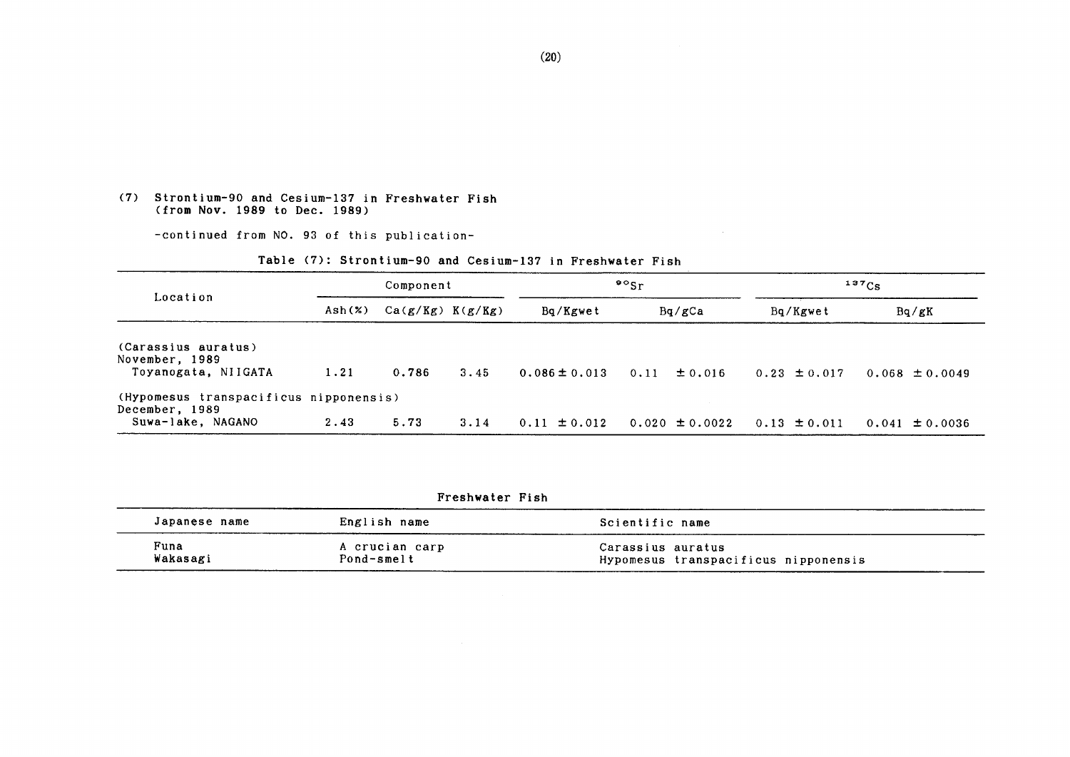(7) Strontium-90 and Cesium-137 in Freshwater Fish
(from Nov. 1989 to Dec. 1989)

-continued from NO. 93 of this publication-

Table (7): Strontium-90 and Cesium-137 in Freshwater Fish

| Location | Component | | | $^{90}Sr$ | | $^{137}Cs$ | |
|---|---|---|---|---|---|---|---|
| | Ash(%) | Ca(g/Kg) | K(g/Kg) | Bq/Kgwet | Bq/gCa | Bq/Kgwet | Bq/gK |
| (Carassius auratus) November, 1989 Toyanogata, NIIGATA | 1.21 | 0.786 | 3.45 | 0.086 ± 0.013 | 0.11 ± 0.016 | 0.23 ± 0.017 | 0.068 ± 0.0049 |
| (Hypomesus transpacificus nipponensis) December, 1989 Suwa-lake, NAGANO | 2.43 | 5.73 | 3.14 | 0.11 ± 0.012 | 0.020 ± 0.0022 | 0.13 ± 0.011 | 0.041 ± 0.0036 |

Freshwater Fish

| Japanese name | English name | Scientific name |
|---|---|---|
| Funa | A crucian carp | Carassius auratus |
| Wakasagi | Pond-smelt | Hypomesus transpacificus nipponensis |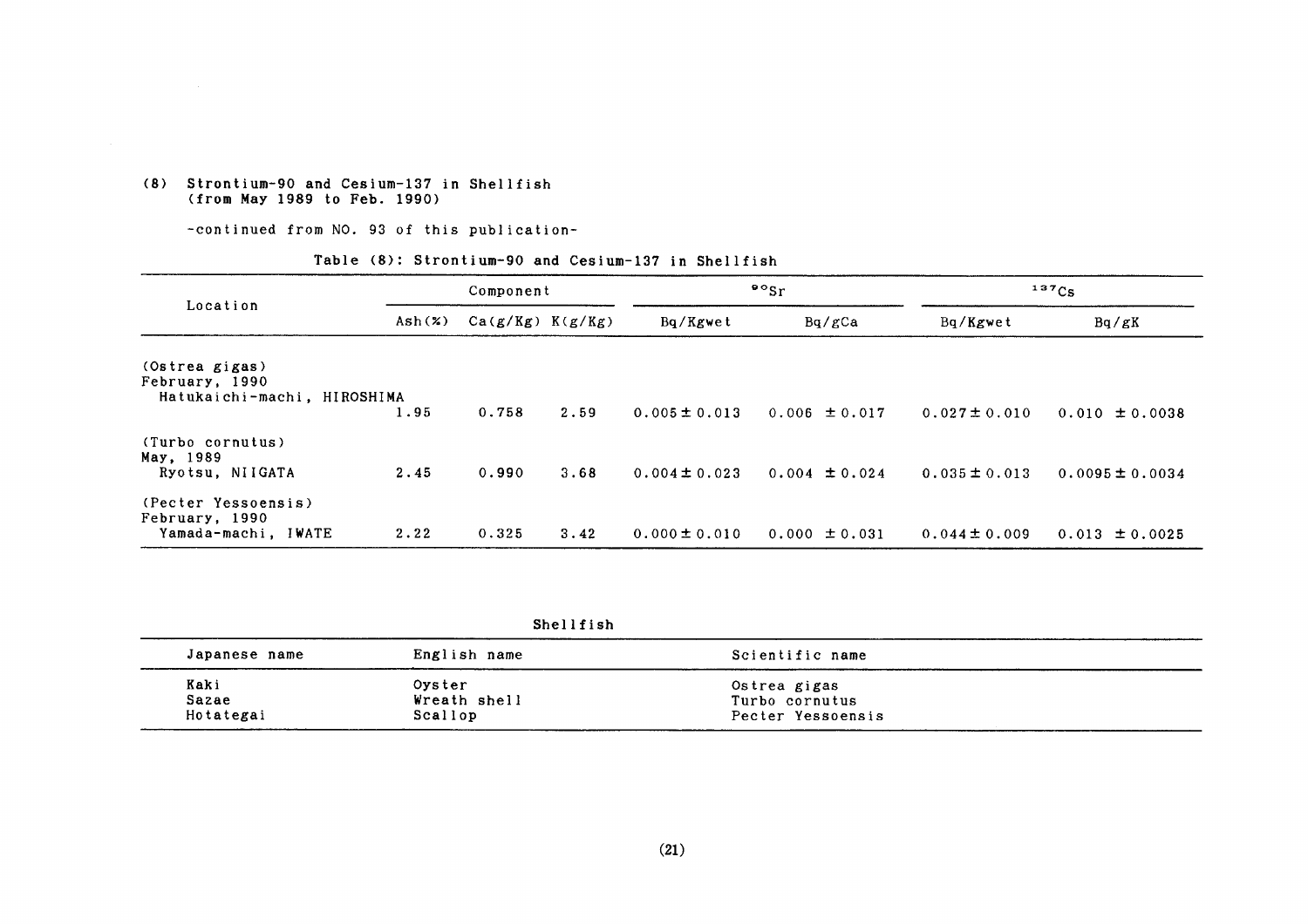## (8) Strontium-90 and Cesium-137 in Shellfish (from May 1989 to Feb. 1990)

-continued from NO. 93 of this publication-

Table (8): Strontium-90 and Cesium-137 in Shellfish

| Location | Component | | | $^{90}Sr$ | | $^{137}Cs$ | |
|---|---|---|---|---|---|---|---|
| | Ash(%) | Ca(g/Kg) | K(g/Kg) | Bq/Kgwet | Bq/gCa | Bq/Kgwet | Bq/gK |
| (Ostrea gigas) February, 1990 Hatukaichi-machi, HIROSHIMA | 1.95 | 0.758 | 2.59 | 0.005 ± 0.013 | 0.006 ± 0.017 | 0.027 ± 0.010 | 0.010 ± 0.0038 |
| (Turbo cornutus) May, 1989 Ryotsu, NIIGATA | 2.45 | 0.990 | 3.68 | 0.004 ± 0.023 | 0.004 ± 0.024 | 0.035 ± 0.013 | 0.0095 ± 0.0034 |
| (Pecter Yessoensis) February, 1990 Yamada-machi, IWATE | 2.22 | 0.325 | 3.42 | 0.000 ± 0.010 | 0.000 ± 0.031 | 0.044 ± 0.009 | 0.013 ± 0.0025 |

Shellfish

| Japanese name | English name | Scientific name |
|---|---|---|
| Kaki | Oyster | Ostrea gigas |
| Sazae | Wreath shell | Turbo cornutus |
| Hotategai | Scallop | Pecter Yessoensis |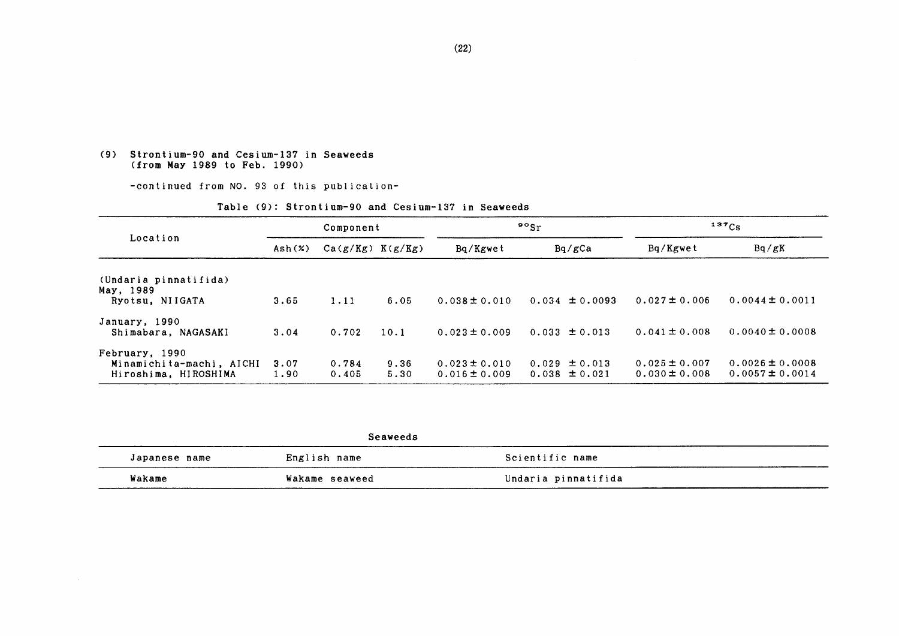## (9) Strontium-90 and Cesium-137 in Seaweeds (from May 1989 to Feb. 1990)

-continued from NO. 93 of this publication-

Table (9): Strontium-90 and Cesium-137 in Seaweeds

| Location | Component | | | $^{90}Sr$ | | $^{137}Cs$ | |
|---|---|---|---|---|---|---|---|
| | Ash(%) | Ca(g/Kg) | K(g/Kg) | Bq/Kgwet | Bq/gCa | Bq/Kgwet | Bq/gK |
| (Undaria pinnatifida) | | | | | | | |
| May, 1989 | | | | | | | |
| Ryotsu, NIIGATA | 3.65 | 1.11 | 6.05 | 0.038 ± 0.010 | 0.034 ± 0.0093 | 0.027 ± 0.006 | 0.0044 ± 0.0011 |
| January, 1990 | | | | | | | |
| Shimabara, NAGASAKI | 3.04 | 0.702 | 10.1 | 0.023 ± 0.009 | 0.033 ± 0.013 | 0.041 ± 0.008 | 0.0040 ± 0.0008 |
| February, 1990 | | | | | | | |
| Minamichita-machi, AICHI | 3.07 | 0.784 | 9.36 | 0.023 ± 0.010 | 0.029 ± 0.013 | 0.025 ± 0.007 | 0.0026 ± 0.0008 |
| Hiroshima, HIROSHIMA | 1.90 | 0.405 | 5.30 | 0.016 ± 0.009 | 0.038 ± 0.021 | 0.030 ± 0.008 | 0.0057 ± 0.0014 |

Seaweeds

| Japanese name | English name | Scientific name |
|---|---|---|
| Wakame | Wakame seaweed | Undaria pinnatifida |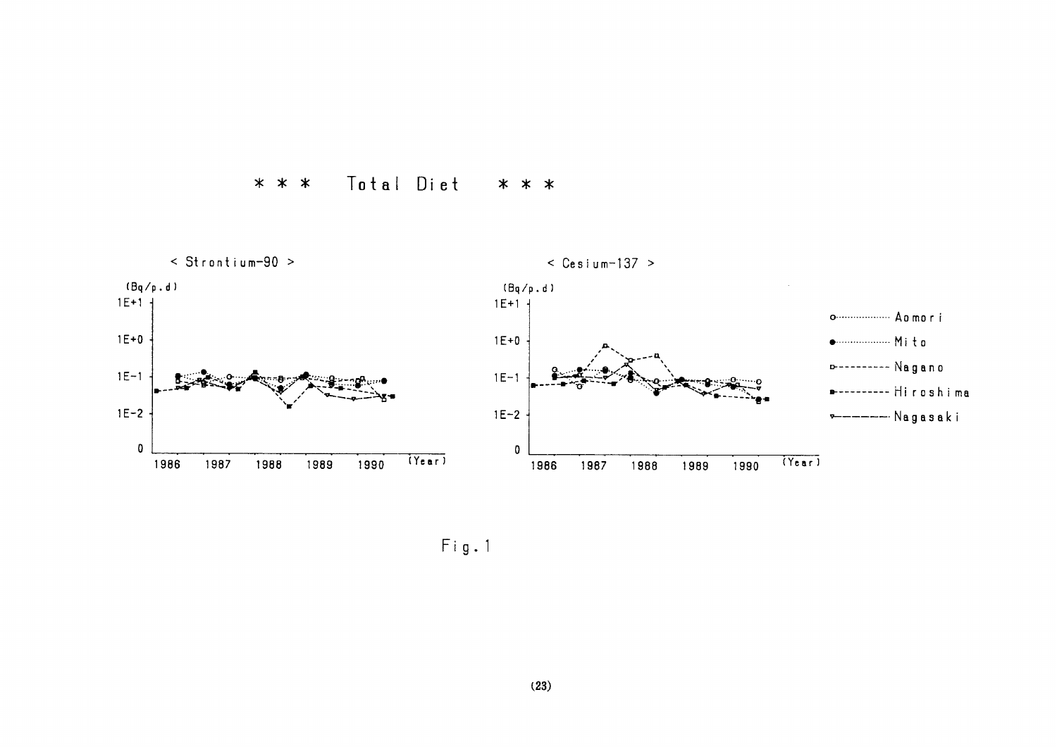\* \* \* Total Diet \* \* \*

< Strontium-90 >

(Bq/p.d)

< Cesium-137 >

(Bq/p.d)

Aomori

Mito

Nagano

Hiroshima

Nagasaki

Fig.1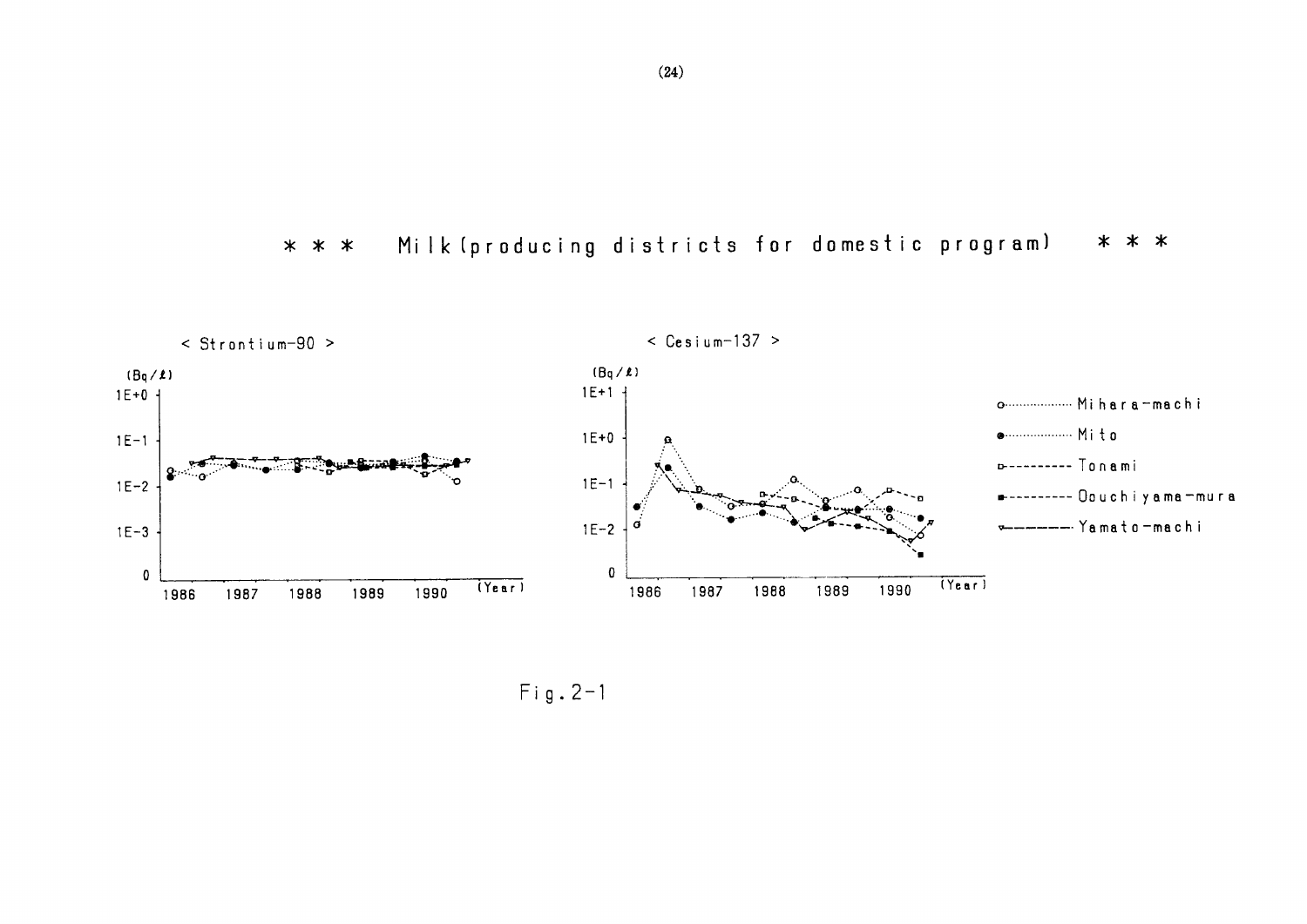# * * * Milk (producing districts for domestic program) * * *

< Strontium-90 >

< Cesium-137 >

Fig. 2-1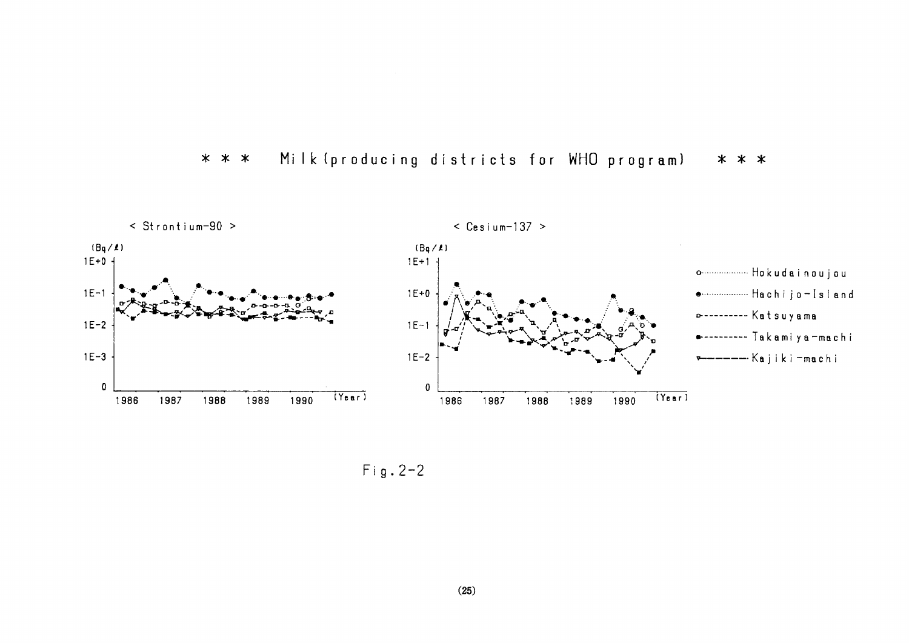## * * * Milk (producing districts for WHO program) * * *

< Strontium-90 >

(Bq/ℓ)

1E+0, 1E-1, 1E-2, 1E-3, 0

1986 1987 1988 1989 1990 (Year)

< Cesium-137 >

(Bq/ℓ)

1E+1, 1E+0, 1E-1, 1E-2, 0

1986 1987 1988 1989 1990 (Year)

- Hokudainoujou
- Hachijo-Island
- Katsuyama
- Takamiya-machi
- Kajiki-machi

Fig.2-2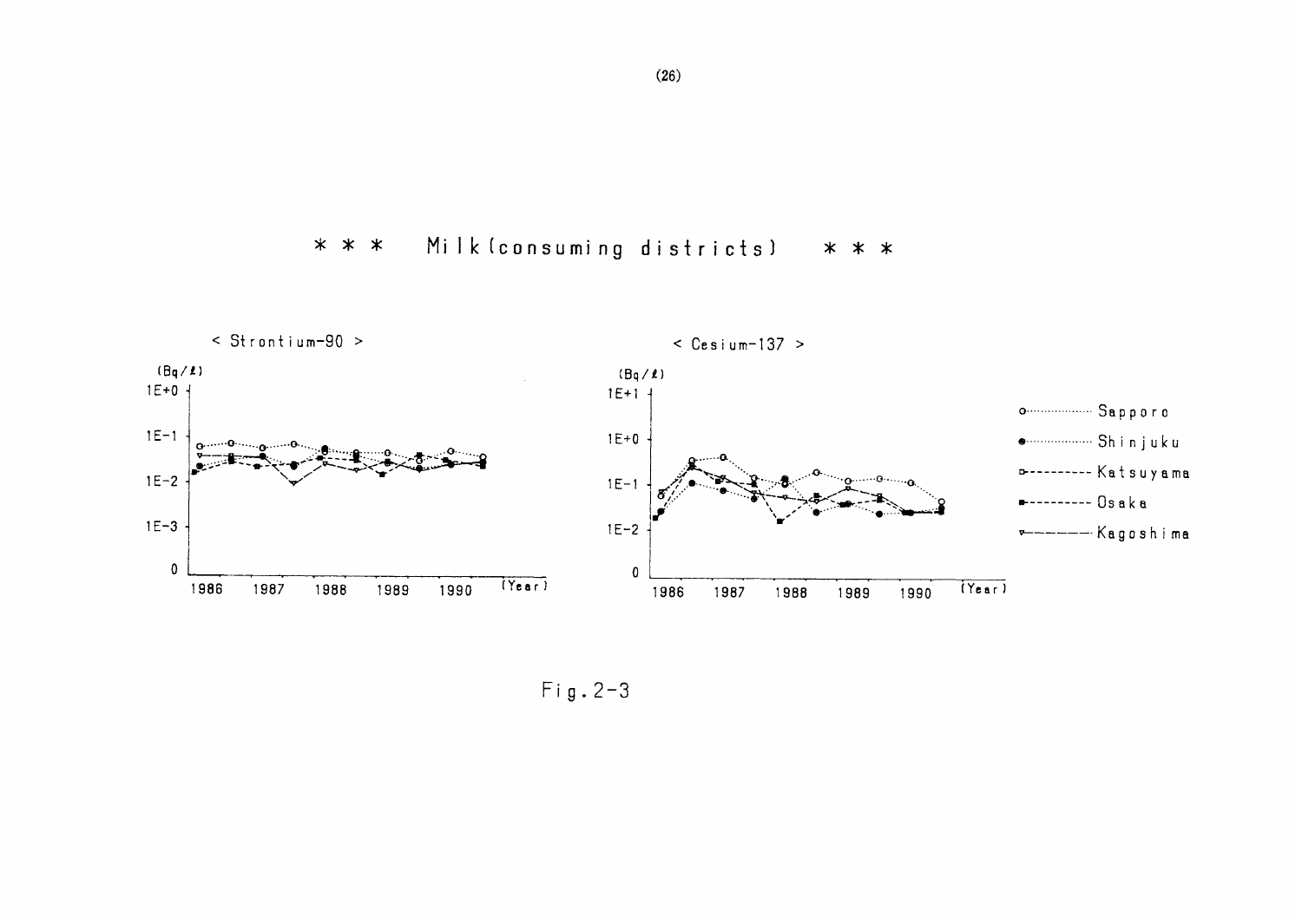## * * * Milk (consuming districts) * * *

< Strontium-90 >

(Bq/ℓ)

< Cesium-137 >

(Bq/ℓ)

Sapporo  
Shinjuku  
Katsuyama  
Osaka  
Kagoshima

Fig. 2-3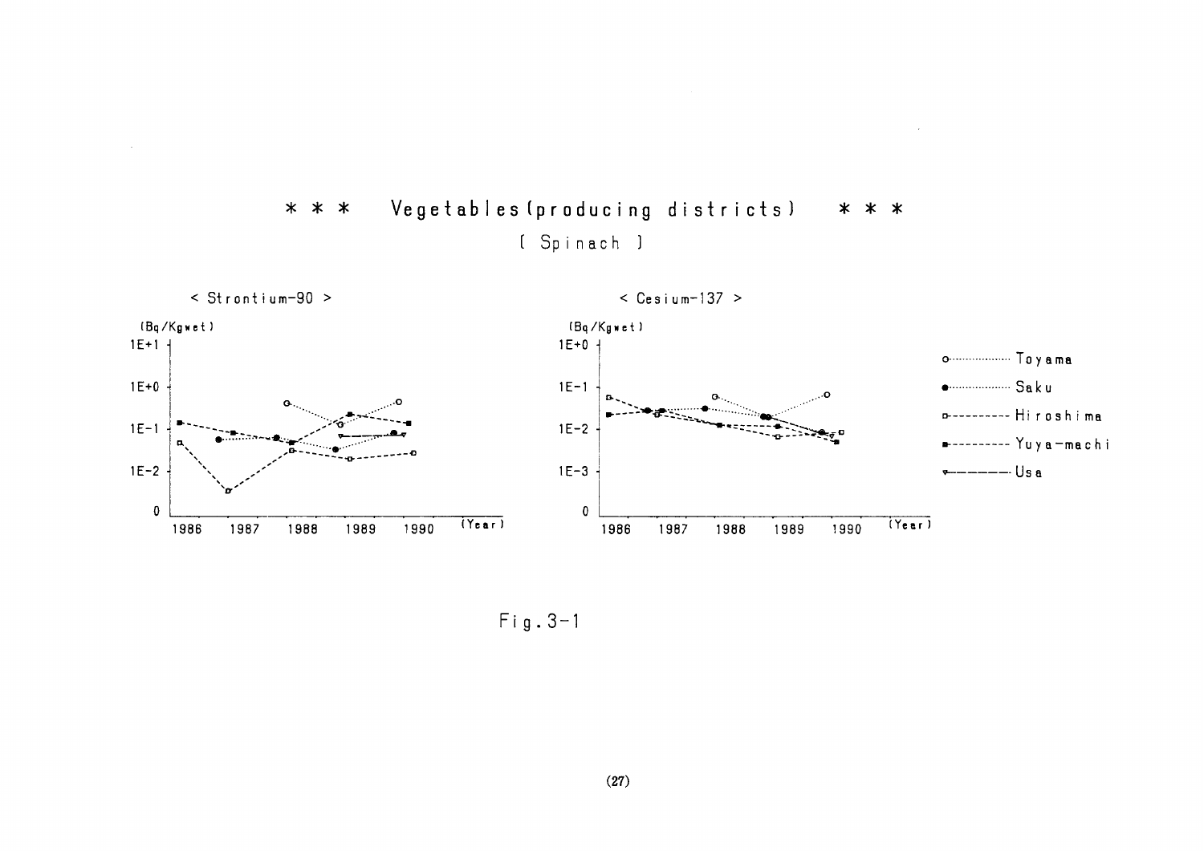# * * * Vegetables (producing districts) * * *

[ Spinach ]

< Strontium-90 >

(Bq/Kgwet)

1E+1

1E+0

1E-1

1E-2

0

1986 1987 1988 1989 1990 (Year)

< Cesium-137 >

(Bq/Kgwet)

1E+0

1E-1

1E-2

1E-3

0

1986 1987 1988 1989 1990 (Year)

Toyama

Saku

Hiroshima

Yuya-machi

Usa

Fig.3-1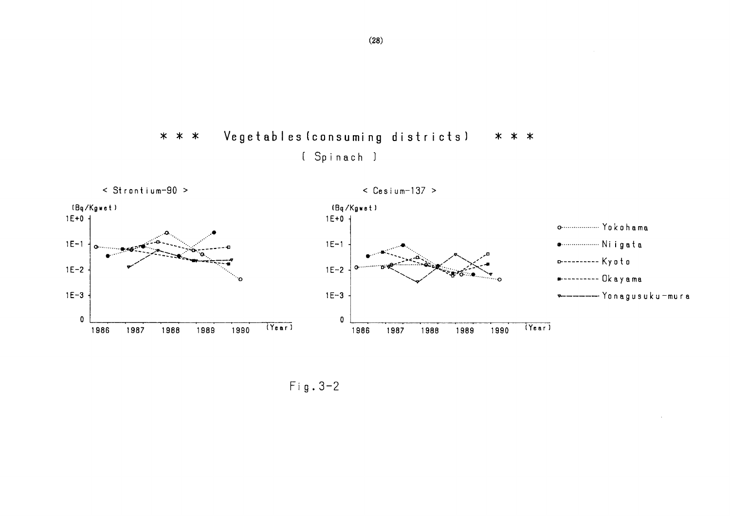# * * * Vegetables (consuming districts) * * *

( Spinach )

< Strontium-90 >

(Bq/Kgwet)

1E+0

1E-1

1E-2

1E-3

0

1986 1987 1988 1989 1990 (Year)

< Cesium-137 >

(Bq/Kgwet)

1E+0

1E-1

1E-2

1E-3

0

1986 1987 1988 1989 1990 (Year)

- Yokohama
- Niigata
- Kyoto
- Okayama
- Yonagusuku-mura

Fig. 3-2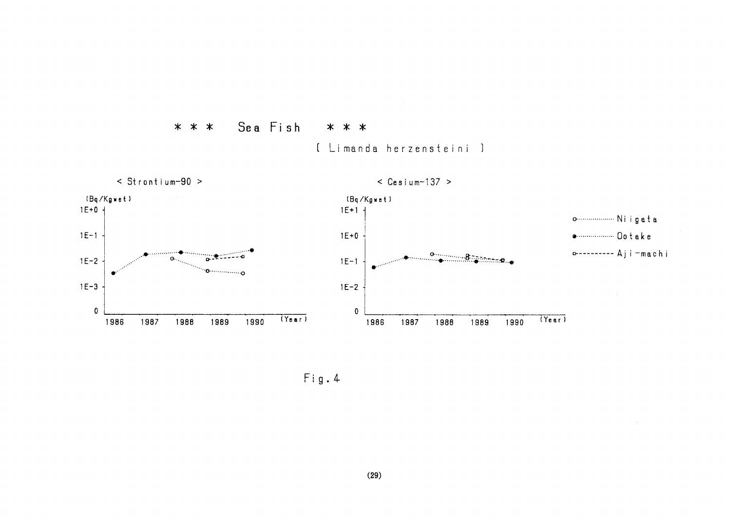# * * * Sea Fish * * *

( Limanda herzensteini )

< Strontium-90 >

(Bq/Kgwet)

1E+0

1E-1

1E-2

1E-3

0

1986 1987 1988 1989 1990 (Year)

< Cesium-137 >

(Bq/Kgwet)

1E+1

1E+0

1E-1

1E-2

0

1986 1987 1988 1989 1990 (Year)

○ Niigata

● Ootake

□ Aji-machi

Fig.4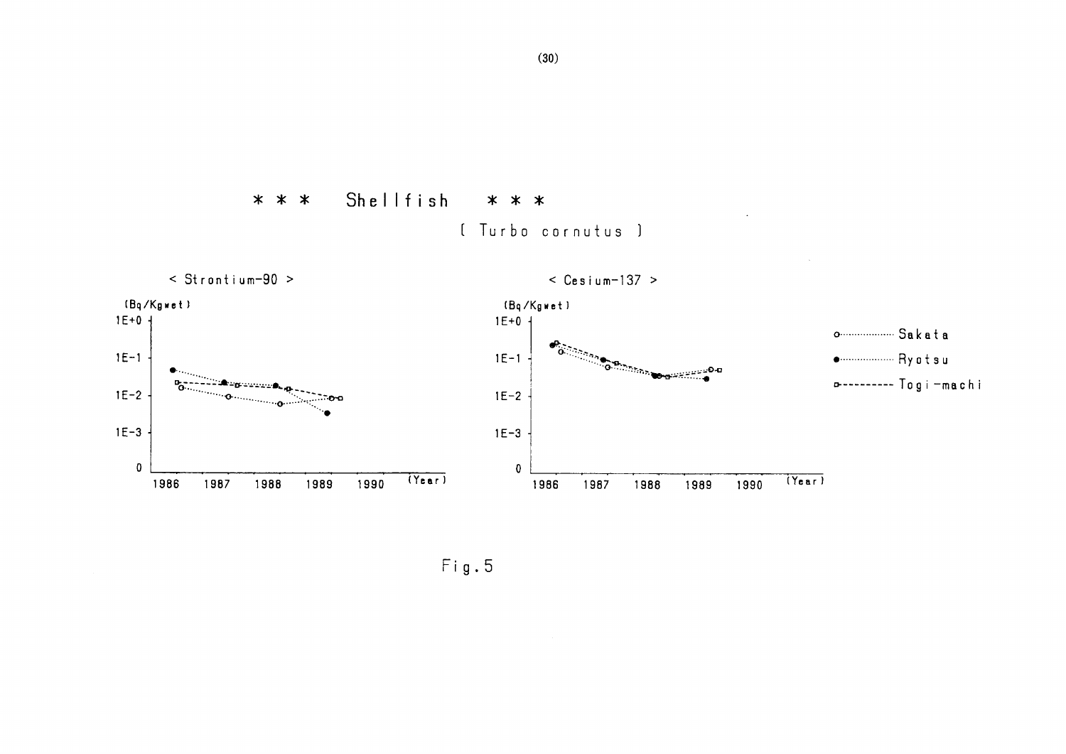## * * * Shellfish * * *

[ Turbo cornutus ]

< Strontium-90 >

(Bq/Kgwet)

1E+0

1E-1

1E-2

1E-3

0

1986 1987 1988 1989 1990 (Year)

< Cesium-137 >

(Bq/Kgwet)

1E+0

1E-1

1E-2

1E-3

0

1986 1987 1988 1989 1990 (Year)

o········ Sakata

●········ Ryotsu

□- - - - - Togi-machi

Fig.5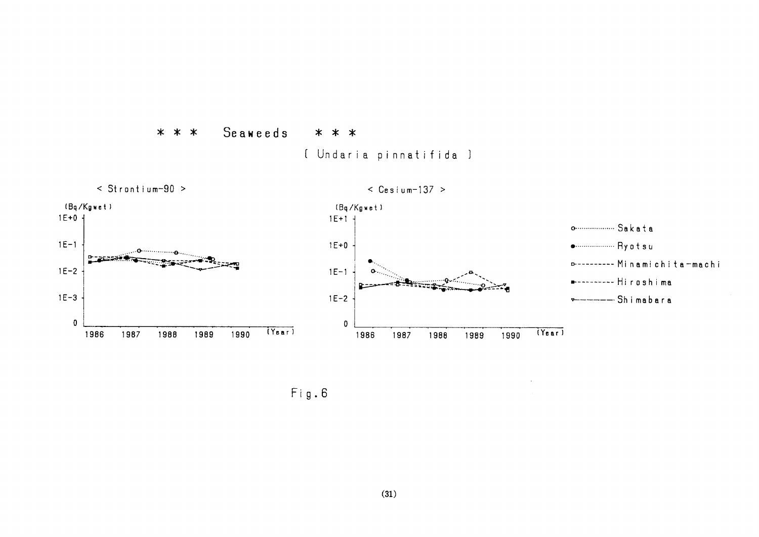# \* \* \* Seaweeds \* \* \*

( Undaria pinnatifida )

< Strontium-90 >

(Bq/Kgwet)

1E+0

1E-1

1E-2

1E-3

0

1986 1987 1988 1989 1990 (Year)

< Cesium-137 >

(Bq/Kgwet)

1E+1

1E+0

1E-1

1E-2

0

1986 1987 1988 1989 1990 (Year)

- Sakata
- Ryotsu
- Minamichita-machi
- Hiroshima
- Shimabara

Fig.6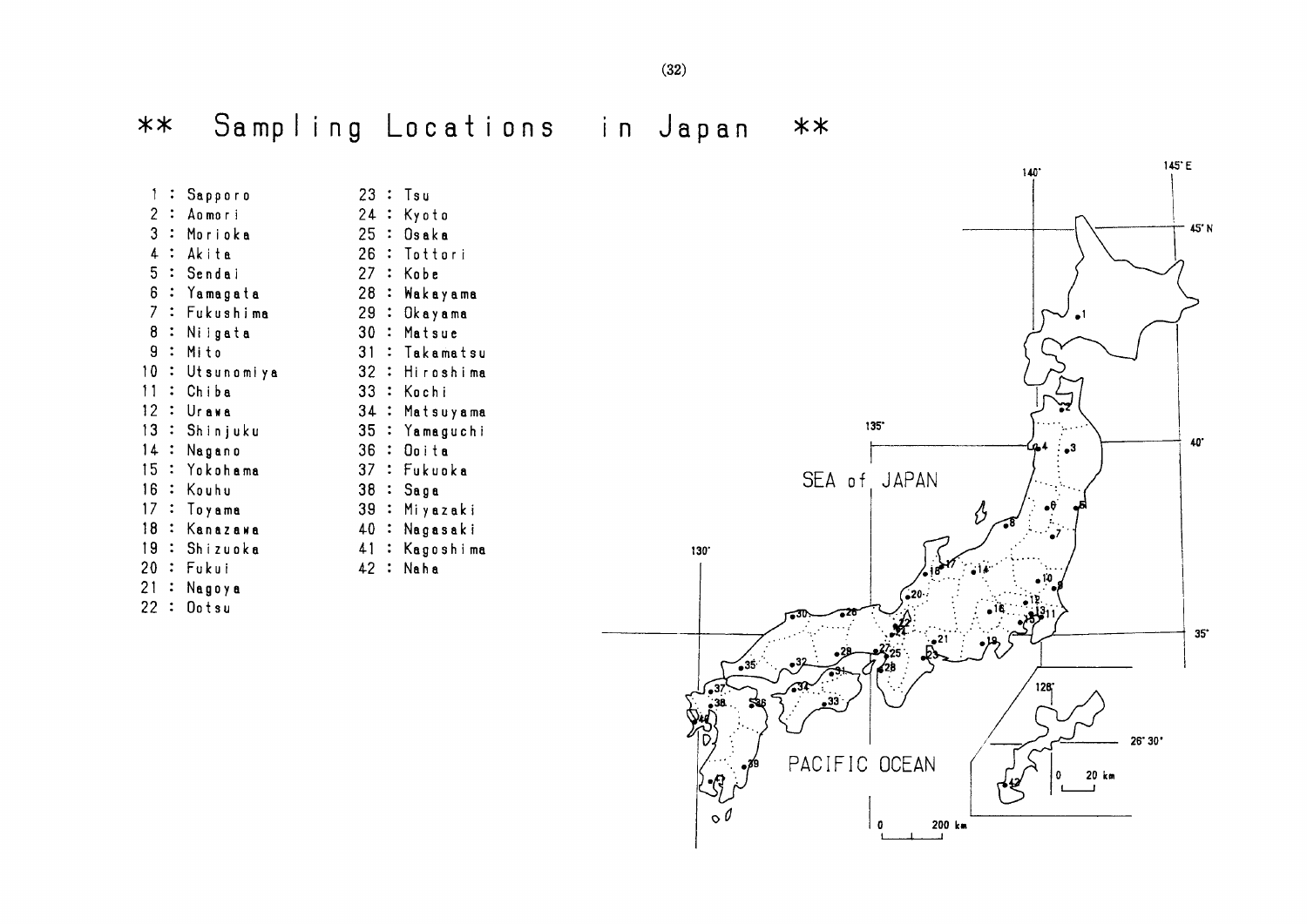# ** Sampling Locations in Japan **

1 : Sapporo
2 : Aomori
3 : Morioka
4 : Akita
5 : Sendai
6 : Yamagata
7 : Fukushima
8 : Niigata
9 : Mito
10 : Utsunomiya
11 : Chiba
12 : Urawa
13 : Shinjuku
14 : Nagano
15 : Yokohama
16 : Kouhu
17 : Toyama
18 : Kanazawa
19 : Shizuoka
20 : Fukui
21 : Nagoya
22 : Ootsu
23 : Tsu
24 : Kyoto
25 : Osaka
26 : Tottori
27 : Kobe
28 : Wakayama
29 : Okayama
30 : Matsue
31 : Takamatsu
32 : Hiroshima
33 : Kochi
34 : Matsuyama
35 : Yamaguchi
36 : Ooita
37 : Fukuoka
38 : Saga
39 : Miyazaki
40 : Nagasaki
41 : Kagoshima
42 : Naha

140°
145°E
45°N
40°
135°
35°
130°
128°
26°30'
SEA of JAPAN
PACIFIC OCEAN
0 200 km
0 20 km